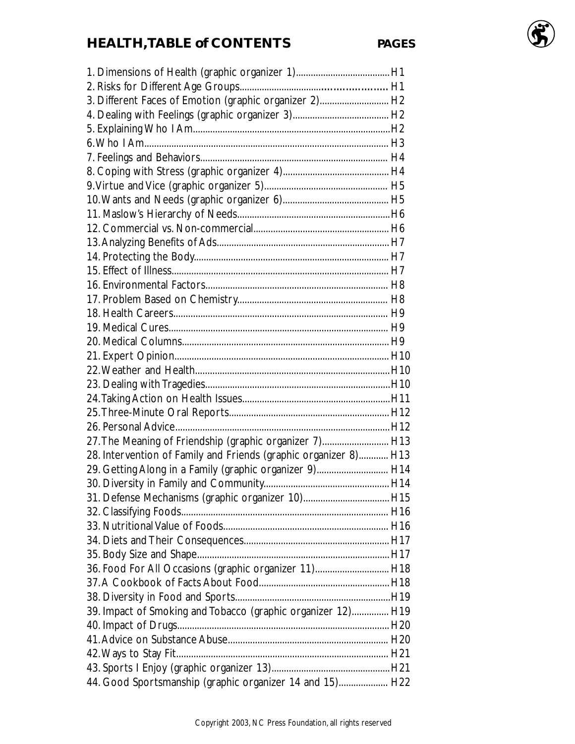# HEALTH, TABLE of CONTENTS

| | PAGES |
|---|---|
| 1. Dimensions of Health (graphic organizer 1) | H1 |
| 2. Risks for Different Age Groups | H1 |
| 3. Different Faces of Emotion (graphic organizer 2) | H2 |
| 4. Dealing with Feelings (graphic organizer 3) | H2 |
| 5. Explaining Who I Am | H2 |
| 6. Who I Am | H3 |
| 7. Feelings and Behaviors | H4 |
| 8. Coping with Stress (graphic organizer 4) | H4 |
| 9. Virtue and Vice (graphic organizer 5) | H5 |
| 10. Wants and Needs (graphic organizer 6) | H5 |
| 11. Maslow's Hierarchy of Needs | H6 |
| 12. Commercial vs. Non-commercial | H6 |
| 13. Analyzing Benefits of Ads | H7 |
| 14. Protecting the Body | H7 |
| 15. Effect of Illness | H7 |
| 16. Environmental Factors | H8 |
| 17. Problem Based on Chemistry | H8 |
| 18. Health Careers | H9 |
| 19. Medical Cures | H9 |
| 20. Medical Columns | H9 |
| 21. Expert Opinion | H10 |
| 22. Weather and Health | H10 |
| 23. Dealing with Tragedies | H10 |
| 24. Taking Action on Health Issues | H11 |
| 25. Three-Minute Oral Reports | H12 |
| 26. Personal Advice | H12 |
| 27. The Meaning of Friendship (graphic organizer 7) | H13 |
| 28. Intervention of Family and Friends (graphic organizer 8) | H13 |
| 29. Getting Along in a Family (graphic organizer 9) | H14 |
| 30. Diversity in Family and Community | H14 |
| 31. Defense Mechanisms (graphic organizer 10) | H15 |
| 32. Classifying Foods | H16 |
| 33. Nutritional Value of Foods | H16 |
| 34. Diets and Their Consequences | H17 |
| 35. Body Size and Shape | H17 |
| 36. Food For All Occasions (graphic organizer 11) | H18 |
| 37. A Cookbook of Facts About Food | H18 |
| 38. Diversity in Food and Sports | H19 |
| 39. Impact of Smoking and Tobacco (graphic organizer 12) | H19 |
| 40. Impact of Drugs | H20 |
| 41. Advice on Substance Abuse | H20 |
| 42. Ways to Stay Fit | H21 |
| 43. Sports I Enjoy (graphic organizer 13) | H21 |
| 44. Good Sportsmanship (graphic organizer 14 and 15) | H22 |

Copyright 2003, NC Press Foundation, all rights reserved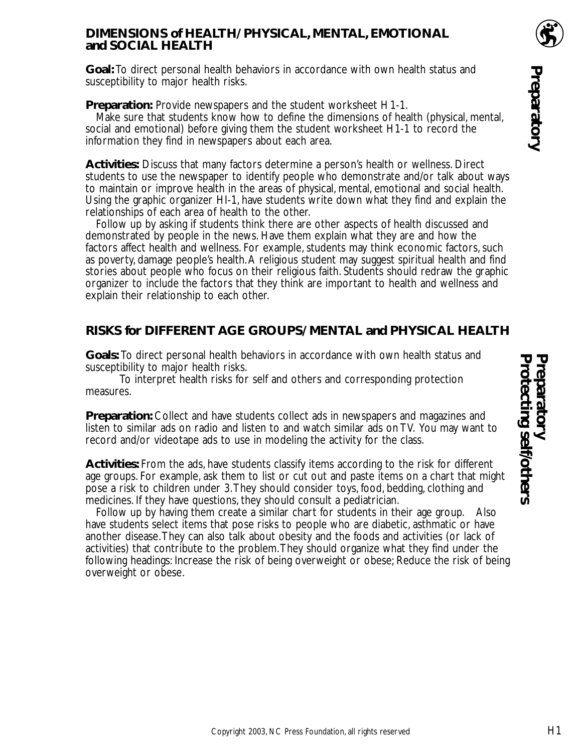## DIMENSIONS of HEALTH/PHYSICAL, MENTAL, EMOTIONAL and SOCIAL HEALTH

**Preparatory**

**Goal:** To direct personal health behaviors in accordance with own health status and susceptibility to major health risks.

**Preparation:** Provide newspapers and the student worksheet H1-1.

Make sure that students know how to define the dimensions of health (physical, mental, social and emotional) before giving them the student worksheet H1-1 to record the information they find in newspapers about each area.

**Activities:** Discuss that many factors determine a person's health or wellness. Direct students to use the newspaper to identify people who demonstrate and/or talk about ways to maintain or improve health in the areas of physical, mental, emotional and social health. Using the graphic organizer HI-1, have students write down what they find and explain the relationships of each area of health to the other.

Follow up by asking if students think there are other aspects of health discussed and demonstrated by people in the news. Have them explain what they are and how the factors affect health and wellness. For example, students may think economic factors, such as poverty, damage people's health. A religious student may suggest spiritual health and find stories about people who focus on their religious faith. Students should redraw the graphic organizer to include the factors that they think are important to health and wellness and explain their relationship to each other.

## RISKS for DIFFERENT AGE GROUPS/MENTAL and PHYSICAL HEALTH

**Preparatory**
**Protecting self/others**

**Goals:** To direct personal health behaviors in accordance with own health status and susceptibility to major health risks.

To interpret health risks for self and others and corresponding protection measures.

**Preparation:** Collect and have students collect ads in newspapers and magazines and listen to similar ads on radio and listen to and watch similar ads on TV. You may want to record and/or videotape ads to use in modeling the activity for the class.

**Activities:** From the ads, have students classify items according to the risk for different age groups. For example, ask them to list or cut out and paste items on a chart that might pose a risk to children under 3. They should consider toys, food, bedding, clothing and medicines. If they have questions, they should consult a pediatrician.

Follow up by having them create a similar chart for students in their age group. Also have students select items that pose risks to people who are diabetic, asthmatic or have another disease. They can also talk about obesity and the foods and activities (or lack of activities) that contribute to the problem. They should organize what they find under the following headings: Increase the risk of being overweight or obese; Reduce the risk of being overweight or obese.

Copyright 2003, NC Press Foundation, all rights reserved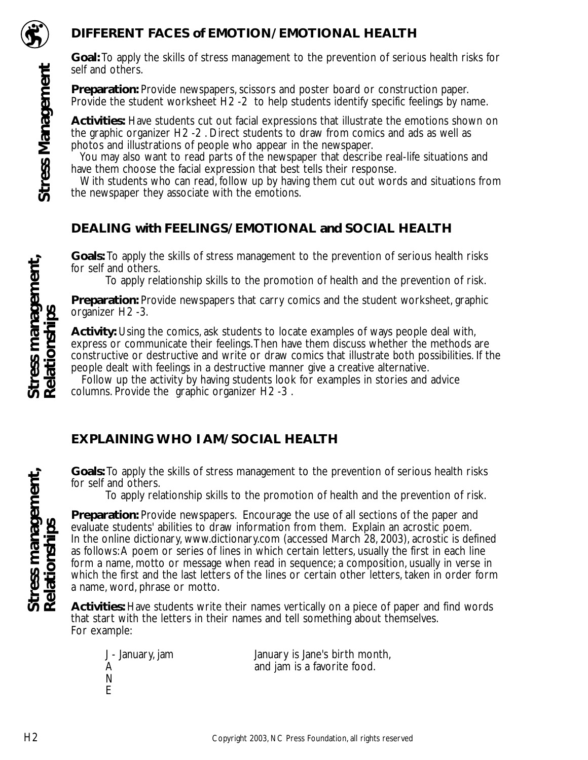## DIFFERENT FACES of EMOTION/EMOTIONAL HEALTH

**Stress Management**

**Goal:** To apply the skills of stress management to the prevention of serious health risks for self and others.

**Preparation:** Provide newspapers, scissors and poster board or construction paper. Provide the student worksheet H2 -2 to help students identify specific feelings by name.

**Activities:** Have students cut out facial expressions that illustrate the emotions shown on the graphic organizer H2 -2 . Direct students to draw from comics and ads as well as photos and illustrations of people who appear in the newspaper.

You may also want to read parts of the newspaper that describe real-life situations and have them choose the facial expression that best tells their response.

With students who can read, follow up by having them cut out words and situations from the newspaper they associate with the emotions.

## DEALING with FEELINGS/EMOTIONAL and SOCIAL HEALTH

**Stress management, Relationships**

**Goals:** To apply the skills of stress management to the prevention of serious health risks for self and others.

To apply relationship skills to the promotion of health and the prevention of risk.

**Preparation:** Provide newspapers that carry comics and the student worksheet, graphic organizer H2 -3.

**Activity:** Using the comics, ask students to locate examples of ways people deal with, express or communicate their feelings. Then have them discuss whether the methods are constructive or destructive and write or draw comics that illustrate both possibilities. If the people dealt with feelings in a destructive manner give a creative alternative.

Follow up the activity by having students look for examples in stories and advice columns. Provide the graphic organizer H2 -3 .

## EXPLAINING WHO I AM/SOCIAL HEALTH

**Stress management, Relationships**

**Goals:** To apply the skills of stress management to the prevention of serious health risks for self and others.

To apply relationship skills to the promotion of health and the prevention of risk.

**Preparation:** Provide newspapers. Encourage the use of all sections of the paper and evaluate students' abilities to draw information from them. Explain an acrostic poem. In the online dictionary, www.dictionary.com (accessed March 28, 2003), acrostic is defined as follows: A poem or series of lines in which certain letters, usually the first in each line form a name, motto or message when read in sequence; a composition, usually in verse in which the first and the last letters of the lines or certain other letters, taken in order form a name, word, phrase or motto.

**Activities:** Have students write their names vertically on a piece of paper and find words that start with the letters in their names and tell something about themselves. For example:

| | |
|---|---|
| J - January, jam | January is Jane's birth month, |
| A | and jam is a favorite food. |
| N | |
| E | |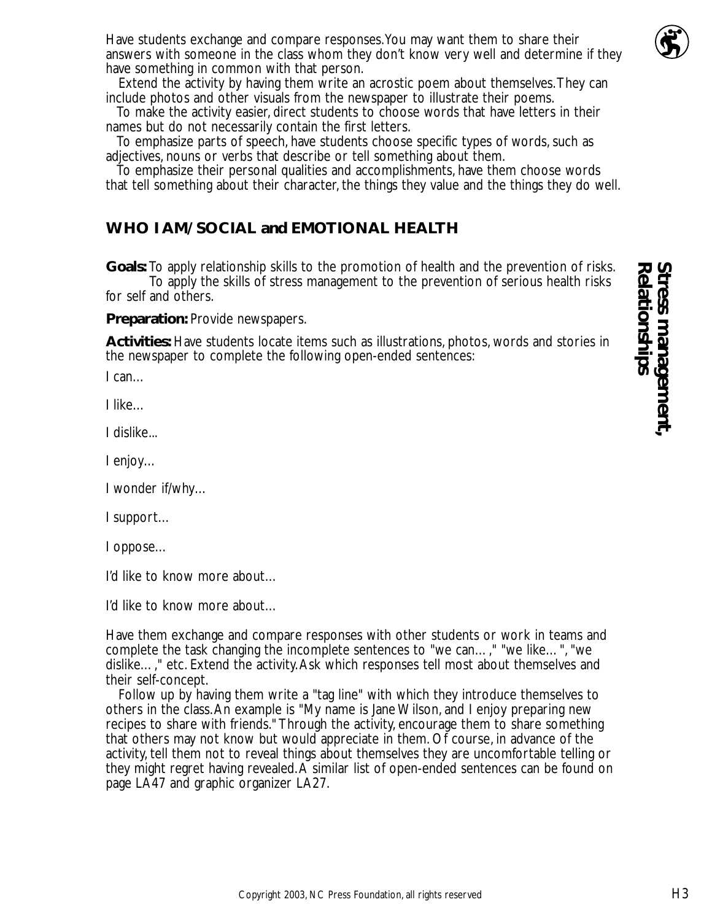Have students exchange and compare responses. You may want them to share their answers with someone in the class whom they don't know very well and determine if they have something in common with that person.

Extend the activity by having them write an acrostic poem about themselves. They can include photos and other visuals from the newspaper to illustrate their poems.

To make the activity easier, direct students to choose words that have letters in their names but do not necessarily contain the first letters.

To emphasize parts of speech, have students choose specific types of words, such as adjectives, nouns or verbs that describe or tell something about them.

To emphasize their personal qualities and accomplishments, have them choose words that tell something about their character, the things they value and the things they do well.

## WHO I AM/SOCIAL and EMOTIONAL HEALTH

**Stress management, Relationships**

**Goals:** To apply relationship skills to the promotion of health and the prevention of risks.
To apply the skills of stress management to the prevention of serious health risks for self and others.

**Preparation:** Provide newspapers.

**Activities:** Have students locate items such as illustrations, photos, words and stories in the newspaper to complete the following open-ended sentences:

I can…

I like…

I dislike...

I enjoy…

I wonder if/why…

I support…

I oppose…

I'd like to know more about…

I'd like to know more about…

Have them exchange and compare responses with other students or work in teams and complete the task changing the incomplete sentences to "we can… ," "we like… ", "we dislike… ," etc. Extend the activity. Ask which responses tell most about themselves and their self-concept.

Follow up by having them write a "tag line" with which they introduce themselves to others in the class. An example is "My name is Jane Wilson, and I enjoy preparing new recipes to share with friends." Through the activity, encourage them to share something that others may not know but would appreciate in them. Of course, in advance of the activity, tell them not to reveal things about themselves they are uncomfortable telling or they might regret having revealed. A similar list of open-ended sentences can be found on page LA47 and graphic organizer LA27.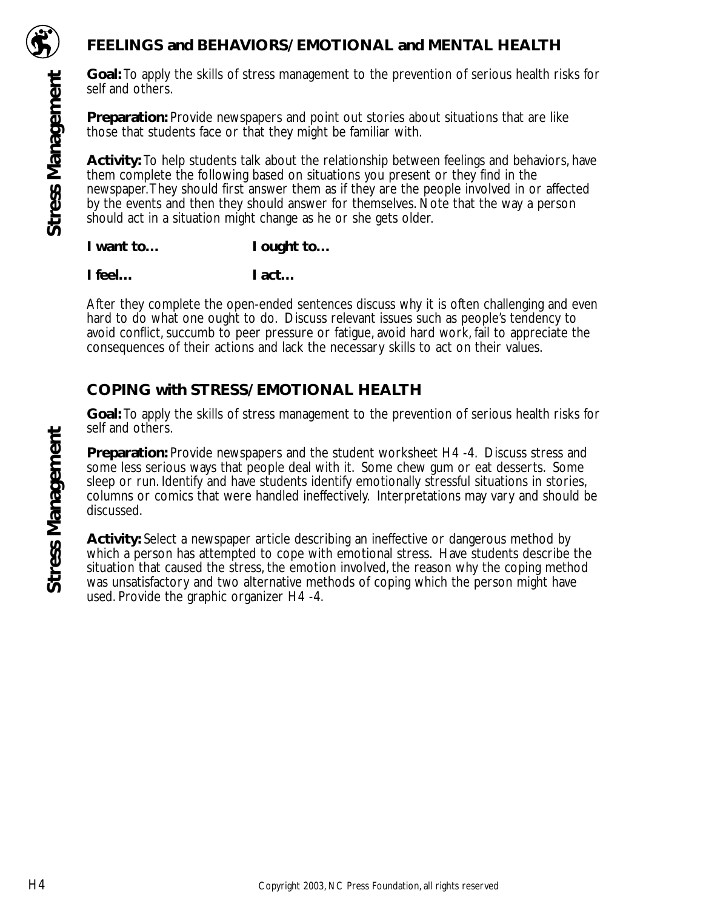## FEELINGS and BEHAVIORS/EMOTIONAL and MENTAL HEALTH

**Goal:** To apply the skills of stress management to the prevention of serious health risks for self and others.

**Preparation:** Provide newspapers and point out stories about situations that are like those that students face or that they might be familiar with.

**Activity:** To help students talk about the relationship between feelings and behaviors, have them complete the following based on situations you present or they find in the newspaper. They should first answer them as if they are the people involved in or affected by the events and then they should answer for themselves. Note that the way a person should act in a situation might change as he or she gets older.

**I want to…** **I ought to…**

**I feel…** **I act…**

After they complete the open-ended sentences discuss why it is often challenging and even hard to do what one ought to do. Discuss relevant issues such as people's tendency to avoid conflict, succumb to peer pressure or fatigue, avoid hard work, fail to appreciate the consequences of their actions and lack the necessary skills to act on their values.

## COPING with STRESS/EMOTIONAL HEALTH

**Goal:** To apply the skills of stress management to the prevention of serious health risks for self and others.

**Preparation:** Provide newspapers and the student worksheet H4 -4. Discuss stress and some less serious ways that people deal with it. Some chew gum or eat desserts. Some sleep or run. Identify and have students identify emotionally stressful situations in stories, columns or comics that were handled ineffectively. Interpretations may vary and should be discussed.

**Activity:** Select a newspaper article describing an ineffective or dangerous method by which a person has attempted to cope with emotional stress. Have students describe the situation that caused the stress, the emotion involved, the reason why the coping method was unsatisfactory and two alternative methods of coping which the person might have used. Provide the graphic organizer H4 -4.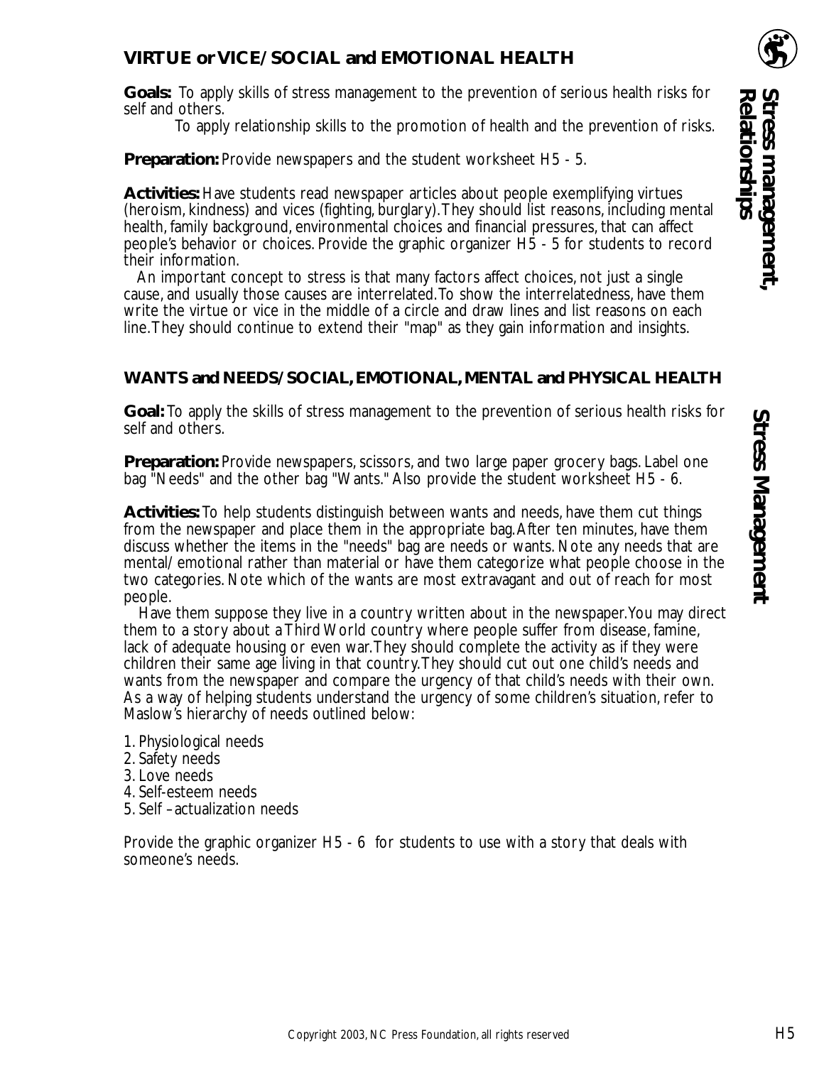## VIRTUE or VICE/SOCIAL and EMOTIONAL HEALTH

**Goals:** To apply skills of stress management to the prevention of serious health risks for self and others.

To apply relationship skills to the promotion of health and the prevention of risks.

**Preparation:** Provide newspapers and the student worksheet H5 - 5.

**Activities:** Have students read newspaper articles about people exemplifying virtues (heroism, kindness) and vices (fighting, burglary). They should list reasons, including mental health, family background, environmental choices and financial pressures, that can affect people's behavior or choices. Provide the graphic organizer H5 - 5 for students to record their information.

An important concept to stress is that many factors affect choices, not just a single cause, and usually those causes are interrelated. To show the interrelatedness, have them write the virtue or vice in the middle of a circle and draw lines and list reasons on each line. They should continue to extend their "map" as they gain information and insights.

## WANTS and NEEDS/SOCIAL, EMOTIONAL, MENTAL and PHYSICAL HEALTH

**Goal:** To apply the skills of stress management to the prevention of serious health risks for self and others.

**Preparation:** Provide newspapers, scissors, and two large paper grocery bags. Label one bag "Needs" and the other bag "Wants." Also provide the student worksheet H5 - 6.

**Activities:** To help students distinguish between wants and needs, have them cut things from the newspaper and place them in the appropriate bag. After ten minutes, have them discuss whether the items in the "needs" bag are needs or wants. Note any needs that are mental/emotional rather than material or have them categorize what people choose in the two categories. Note which of the wants are most extravagant and out of reach for most people.

Have them suppose they live in a country written about in the newspaper. You may direct them to a story about a Third World country where people suffer from disease, famine, lack of adequate housing or even war. They should complete the activity as if they were children their same age living in that country. They should cut out one child's needs and wants from the newspaper and compare the urgency of that child's needs with their own. As a way of helping students understand the urgency of some children's situation, refer to Maslow's hierarchy of needs outlined below:

1. Physiological needs
2. Safety needs
3. Love needs
4. Self-esteem needs
5. Self –actualization needs

Provide the graphic organizer H5 - 6 for students to use with a story that deals with someone's needs.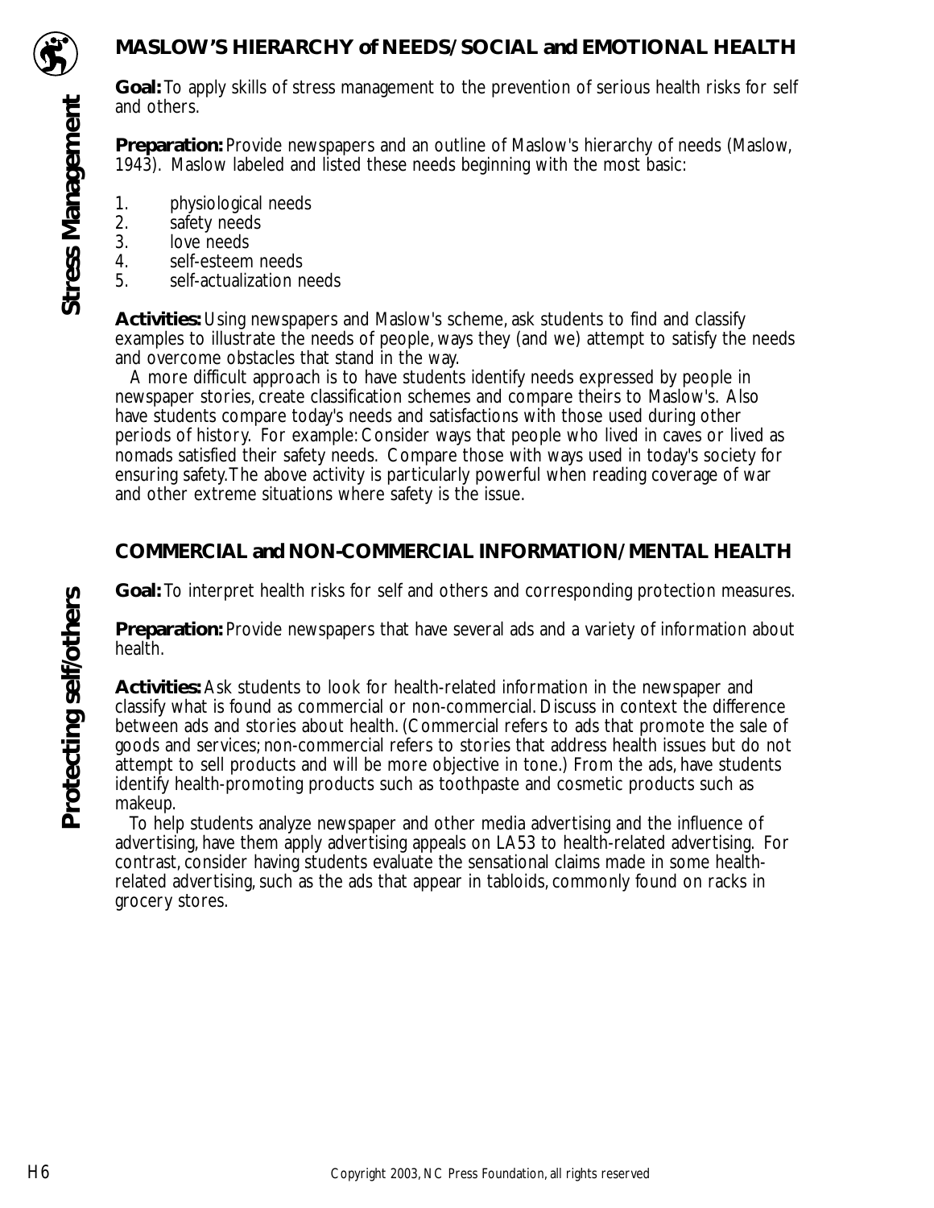## MASLOW'S HIERARCHY of NEEDS/SOCIAL and EMOTIONAL HEALTH

**Goal:** To apply skills of stress management to the prevention of serious health risks for self and others.

**Preparation:** Provide newspapers and an outline of Maslow's hierarchy of needs (Maslow, 1943). Maslow labeled and listed these needs beginning with the most basic:

1. physiological needs
2. safety needs
3. love needs
4. self-esteem needs
5. self-actualization needs

**Activities:** Using newspapers and Maslow's scheme, ask students to find and classify examples to illustrate the needs of people, ways they (and we) attempt to satisfy the needs and overcome obstacles that stand in the way.

A more difficult approach is to have students identify needs expressed by people in newspaper stories, create classification schemes and compare theirs to Maslow's. Also have students compare today's needs and satisfactions with those used during other periods of history. For example: Consider ways that people who lived in caves or lived as nomads satisfied their safety needs. Compare those with ways used in today's society for ensuring safety. The above activity is particularly powerful when reading coverage of war and other extreme situations where safety is the issue.

## COMMERCIAL and NON-COMMERCIAL INFORMATION/MENTAL HEALTH

**Goal:** To interpret health risks for self and others and corresponding protection measures.

**Preparation:** Provide newspapers that have several ads and a variety of information about health.

**Activities:** Ask students to look for health-related information in the newspaper and classify what is found as commercial or non-commercial. Discuss in context the difference between ads and stories about health. (Commercial refers to ads that promote the sale of goods and services; non-commercial refers to stories that address health issues but do not attempt to sell products and will be more objective in tone.) From the ads, have students identify health-promoting products such as toothpaste and cosmetic products such as makeup.

To help students analyze newspaper and other media advertising and the influence of advertising, have them apply advertising appeals on LA53 to health-related advertising. For contrast, consider having students evaluate the sensational claims made in some health-related advertising, such as the ads that appear in tabloids, commonly found on racks in grocery stores.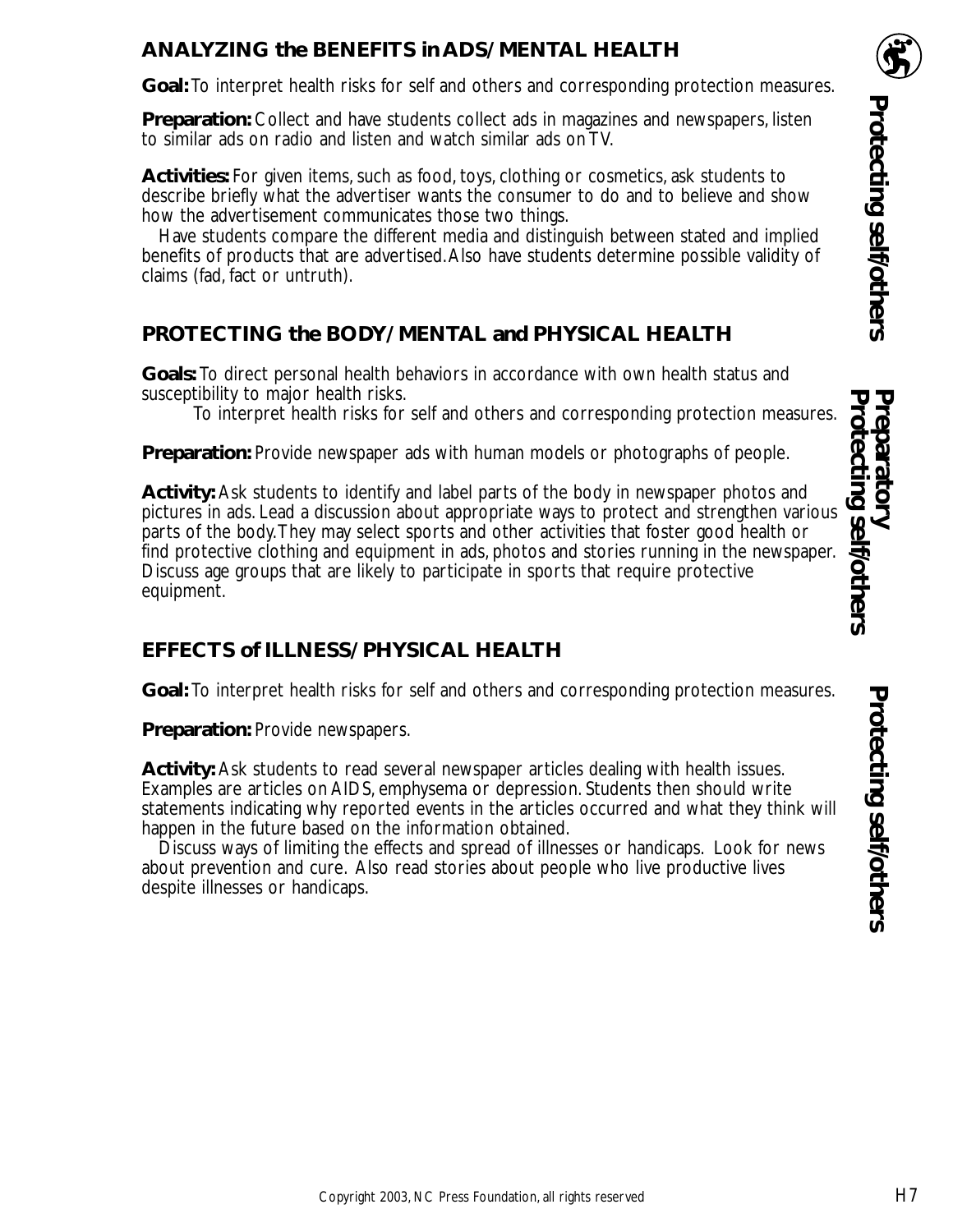## ANALYZING the BENEFITS in ADS/MENTAL HEALTH

**Goal:** To interpret health risks for self and others and corresponding protection measures.

**Preparation:** Collect and have students collect ads in magazines and newspapers, listen to similar ads on radio and listen and watch similar ads on TV.

**Activities:** For given items, such as food, toys, clothing or cosmetics, ask students to describe briefly what the advertiser wants the consumer to do and to believe and show how the advertisement communicates those two things.

Have students compare the different media and distinguish between stated and implied benefits of products that are advertised. Also have students determine possible validity of claims (fad, fact or untruth).

## PROTECTING the BODY/MENTAL and PHYSICAL HEALTH

**Goals:** To direct personal health behaviors in accordance with own health status and susceptibility to major health risks.

To interpret health risks for self and others and corresponding protection measures.

**Preparation:** Provide newspaper ads with human models or photographs of people.

**Activity:** Ask students to identify and label parts of the body in newspaper photos and pictures in ads. Lead a discussion about appropriate ways to protect and strengthen various parts of the body. They may select sports and other activities that foster good health or find protective clothing and equipment in ads, photos and stories running in the newspaper. Discuss age groups that are likely to participate in sports that require protective equipment.

## EFFECTS of ILLNESS/PHYSICAL HEALTH

**Goal:** To interpret health risks for self and others and corresponding protection measures.

**Preparation:** Provide newspapers.

**Activity:** Ask students to read several newspaper articles dealing with health issues. Examples are articles on AIDS, emphysema or depression. Students then should write statements indicating why reported events in the articles occurred and what they think will happen in the future based on the information obtained.

Discuss ways of limiting the effects and spread of illnesses or handicaps. Look for news about prevention and cure. Also read stories about people who live productive lives despite illnesses or handicaps.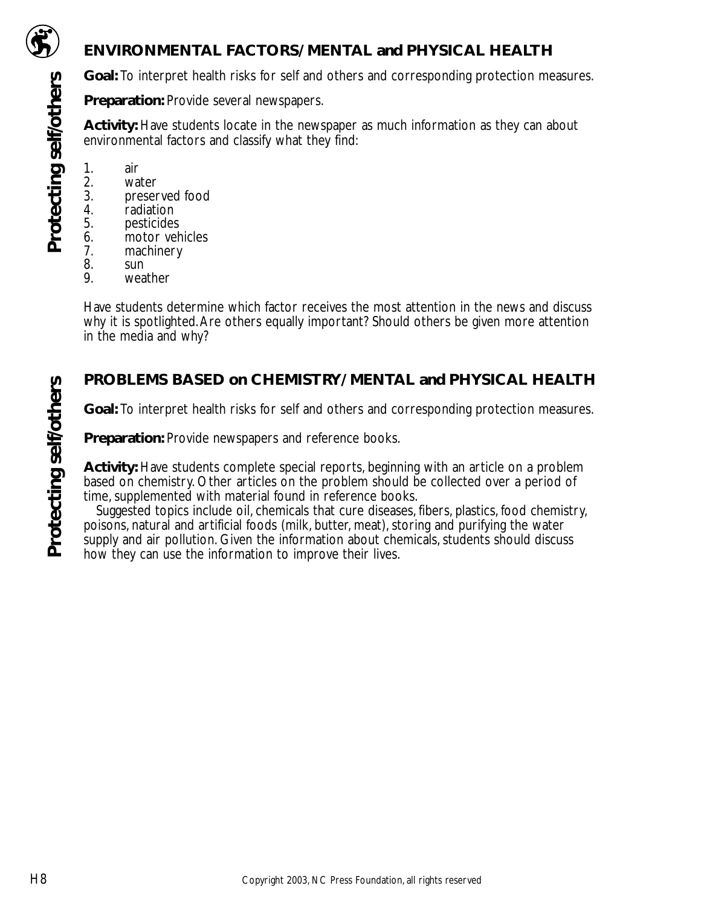## ENVIRONMENTAL FACTORS/MENTAL and PHYSICAL HEALTH

**Goal:** To interpret health risks for self and others and corresponding protection measures.

**Preparation:** Provide several newspapers.

**Activity:** Have students locate in the newspaper as much information as they can about environmental factors and classify what they find:

1. air
2. water
3. preserved food
4. radiation
5. pesticides
6. motor vehicles
7. machinery
8. sun
9. weather

Have students determine which factor receives the most attention in the news and discuss why it is spotlighted. Are others equally important? Should others be given more attention in the media and why?

## PROBLEMS BASED on CHEMISTRY/MENTAL and PHYSICAL HEALTH

**Goal:** To interpret health risks for self and others and corresponding protection measures.

**Preparation:** Provide newspapers and reference books.

**Activity:** Have students complete special reports, beginning with an article on a problem based on chemistry. Other articles on the problem should be collected over a period of time, supplemented with material found in reference books.

Suggested topics include oil, chemicals that cure diseases, fibers, plastics, food chemistry, poisons, natural and artificial foods (milk, butter, meat), storing and purifying the water supply and air pollution. Given the information about chemicals, students should discuss how they can use the information to improve their lives.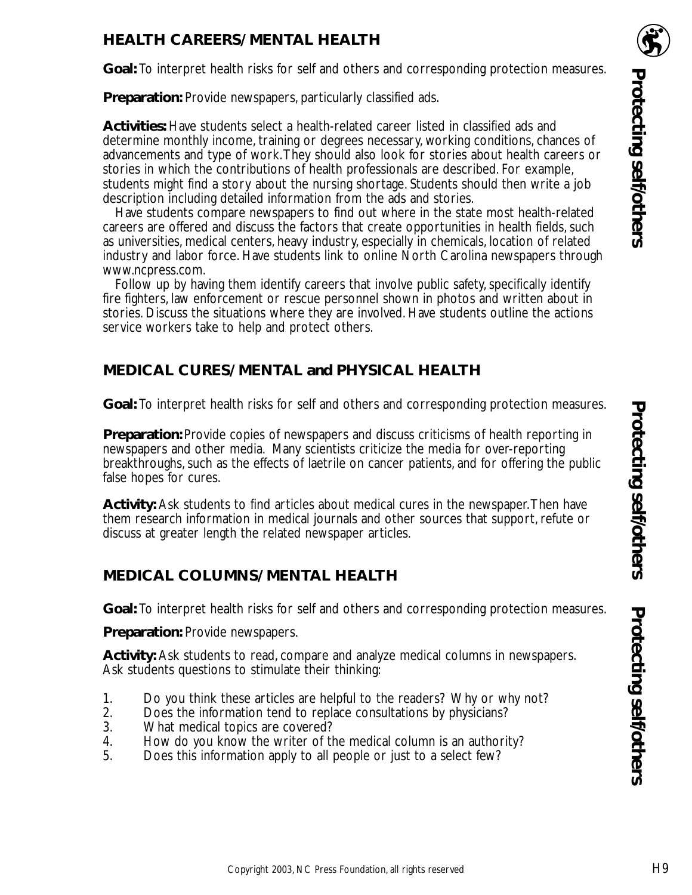## HEALTH CAREERS/MENTAL HEALTH

**Goal:** To interpret health risks for self and others and corresponding protection measures.

**Preparation:** Provide newspapers, particularly classified ads.

**Activities:** Have students select a health-related career listed in classified ads and determine monthly income, training or degrees necessary, working conditions, chances of advancements and type of work. They should also look for stories about health careers or stories in which the contributions of health professionals are described. For example, students might find a story about the nursing shortage. Students should then write a job description including detailed information from the ads and stories.

Have students compare newspapers to find out where in the state most health-related careers are offered and discuss the factors that create opportunities in health fields, such as universities, medical centers, heavy industry, especially in chemicals, location of related industry and labor force. Have students link to online North Carolina newspapers through www.ncpress.com.

Follow up by having them identify careers that involve public safety, specifically identify fire fighters, law enforcement or rescue personnel shown in photos and written about in stories. Discuss the situations where they are involved. Have students outline the actions service workers take to help and protect others.

## MEDICAL CURES/MENTAL and PHYSICAL HEALTH

**Goal:** To interpret health risks for self and others and corresponding protection measures.

**Preparation:** Provide copies of newspapers and discuss criticisms of health reporting in newspapers and other media. Many scientists criticize the media for over-reporting breakthroughs, such as the effects of laetrile on cancer patients, and for offering the public false hopes for cures.

**Activity:** Ask students to find articles about medical cures in the newspaper. Then have them research information in medical journals and other sources that support, refute or discuss at greater length the related newspaper articles.

## MEDICAL COLUMNS/MENTAL HEALTH

**Goal:** To interpret health risks for self and others and corresponding protection measures.

**Preparation:** Provide newspapers.

**Activity:** Ask students to read, compare and analyze medical columns in newspapers. Ask students questions to stimulate their thinking:

1. Do you think these articles are helpful to the readers? Why or why not?
2. Does the information tend to replace consultations by physicians?
3. What medical topics are covered?
4. How do you know the writer of the medical column is an authority?
5. Does this information apply to all people or just to a select few?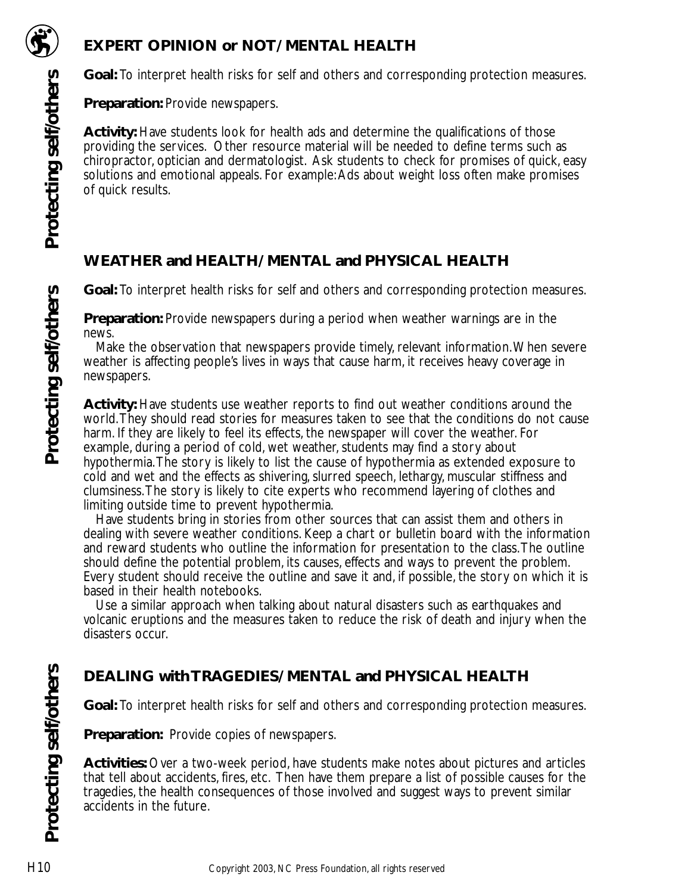## EXPERT OPINION or NOT/MENTAL HEALTH

**Goal:** To interpret health risks for self and others and corresponding protection measures.

**Preparation:** Provide newspapers.

**Activity:** Have students look for health ads and determine the qualifications of those providing the services. Other resource material will be needed to define terms such as chiropractor, optician and dermatologist. Ask students to check for promises of quick, easy solutions and emotional appeals. For example: Ads about weight loss often make promises of quick results.

## WEATHER and HEALTH/MENTAL and PHYSICAL HEALTH

**Goal:** To interpret health risks for self and others and corresponding protection measures.

**Preparation:** Provide newspapers during a period when weather warnings are in the news.

Make the observation that newspapers provide timely, relevant information. When severe weather is affecting people's lives in ways that cause harm, it receives heavy coverage in newspapers.

**Activity:** Have students use weather reports to find out weather conditions around the world. They should read stories for measures taken to see that the conditions do not cause harm. If they are likely to feel its effects, the newspaper will cover the weather. For example, during a period of cold, wet weather, students may find a story about hypothermia. The story is likely to list the cause of hypothermia as extended exposure to cold and wet and the effects as shivering, slurred speech, lethargy, muscular stiffness and clumsiness. The story is likely to cite experts who recommend layering of clothes and limiting outside time to prevent hypothermia.

Have students bring in stories from other sources that can assist them and others in dealing with severe weather conditions. Keep a chart or bulletin board with the information and reward students who outline the information for presentation to the class. The outline should define the potential problem, its causes, effects and ways to prevent the problem. Every student should receive the outline and save it and, if possible, the story on which it is based in their health notebooks.

Use a similar approach when talking about natural disasters such as earthquakes and volcanic eruptions and the measures taken to reduce the risk of death and injury when the disasters occur.

## DEALING with TRAGEDIES/MENTAL and PHYSICAL HEALTH

**Goal:** To interpret health risks for self and others and corresponding protection measures.

**Preparation:** Provide copies of newspapers.

**Activities:** Over a two-week period, have students make notes about pictures and articles that tell about accidents, fires, etc. Then have them prepare a list of possible causes for the tragedies, the health consequences of those involved and suggest ways to prevent similar accidents in the future.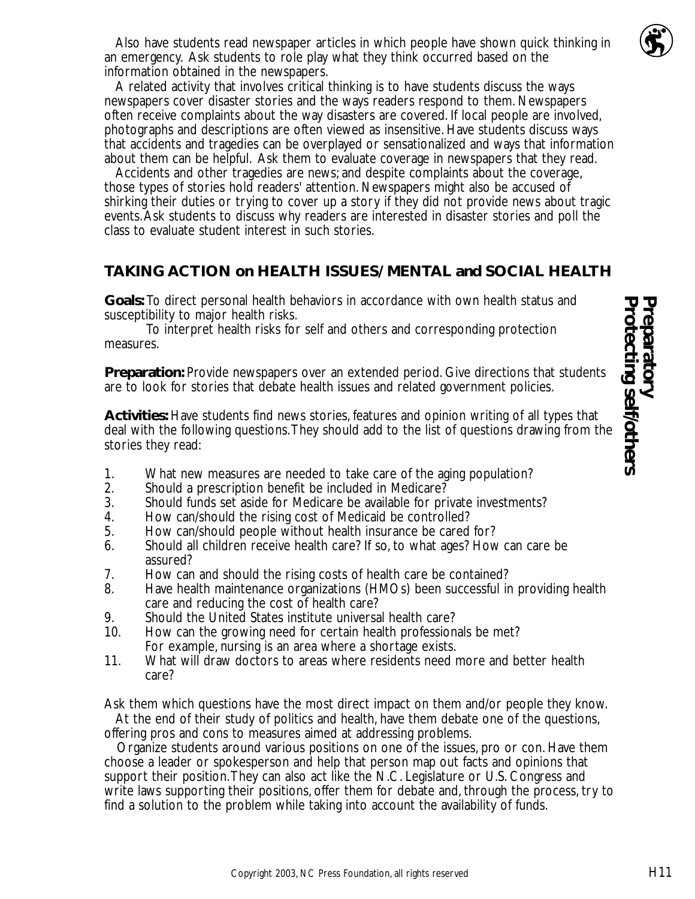Also have students read newspaper articles in which people have shown quick thinking in an emergency. Ask students to role play what they think occurred based on the information obtained in the newspapers.

A related activity that involves critical thinking is to have students discuss the ways newspapers cover disaster stories and the ways readers respond to them. Newspapers often receive complaints about the way disasters are covered. If local people are involved, photographs and descriptions are often viewed as insensitive. Have students discuss ways that accidents and tragedies can be overplayed or sensationalized and ways that information about them can be helpful. Ask them to evaluate coverage in newspapers that they read.

Accidents and other tragedies are news; and despite complaints about the coverage, those types of stories hold readers' attention. Newspapers might also be accused of shirking their duties or trying to cover up a story if they did not provide news about tragic events. Ask students to discuss why readers are interested in disaster stories and poll the class to evaluate student interest in such stories.

## TAKING ACTION on HEALTH ISSUES/MENTAL and SOCIAL HEALTH

**Preparatory**
**Protecting self/others**

**Goals:** To direct personal health behaviors in accordance with own health status and susceptibility to major health risks.

To interpret health risks for self and others and corresponding protection measures.

**Preparation:** Provide newspapers over an extended period. Give directions that students are to look for stories that debate health issues and related government policies.

**Activities:** Have students find news stories, features and opinion writing of all types that deal with the following questions. They should add to the list of questions drawing from the stories they read:

1. What new measures are needed to take care of the aging population?
2. Should a prescription benefit be included in Medicare?
3. Should funds set aside for Medicare be available for private investments?
4. How can/should the rising cost of Medicaid be controlled?
5. How can/should people without health insurance be cared for?
6. Should all children receive health care? If so, to what ages? How can care be assured?
7. How can and should the rising costs of health care be contained?
8. Have health maintenance organizations (HMOs) been successful in providing health care and reducing the cost of health care?
9. Should the United States institute universal health care?
10. How can the growing need for certain health professionals be met? For example, nursing is an area where a shortage exists.
11. What will draw doctors to areas where residents need more and better health care?

Ask them which questions have the most direct impact on them and/or people they know.

At the end of their study of politics and health, have them debate one of the questions, offering pros and cons to measures aimed at addressing problems.

Organize students around various positions on one of the issues, pro or con. Have them choose a leader or spokesperson and help that person map out facts and opinions that support their position. They can also act like the N.C. Legislature or U.S. Congress and write laws supporting their positions, offer them for debate and, through the process, try to find a solution to the problem while taking into account the availability of funds.

Copyright 2003, NC Press Foundation, all rights reserved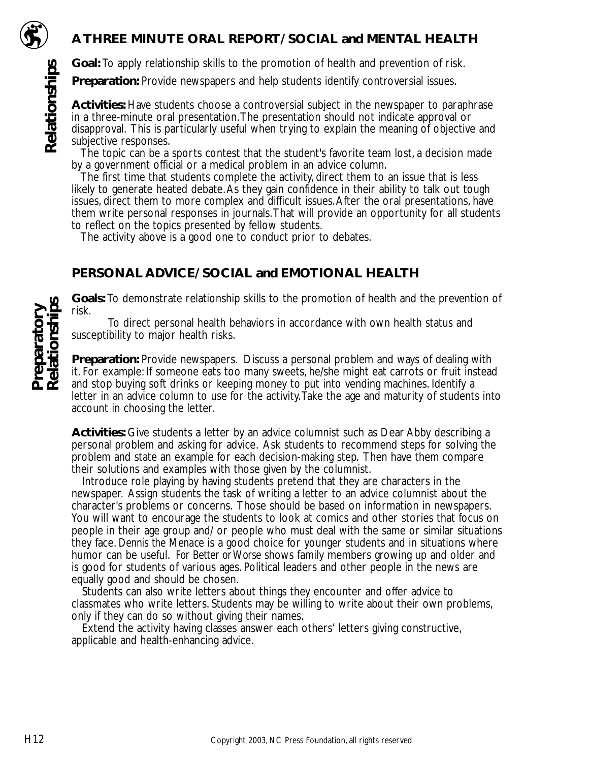## A THREE MINUTE ORAL REPORT/SOCIAL and MENTAL HEALTH

Relationships

**Goal:** To apply relationship skills to the promotion of health and prevention of risk.

**Preparation:** Provide newspapers and help students identify controversial issues.

**Activities:** Have students choose a controversial subject in the newspaper to paraphrase in a three-minute oral presentation. The presentation should not indicate approval or disapproval. This is particularly useful when trying to explain the meaning of objective and subjective responses.

The topic can be a sports contest that the student's favorite team lost, a decision made by a government official or a medical problem in an advice column.

The first time that students complete the activity, direct them to an issue that is less likely to generate heated debate. As they gain confidence in their ability to talk out tough issues, direct them to more complex and difficult issues. After the oral presentations, have them write personal responses in journals. That will provide an opportunity for all students to reflect on the topics presented by fellow students.

The activity above is a good one to conduct prior to debates.

## PERSONAL ADVICE/SOCIAL and EMOTIONAL HEALTH

Preparatory Relationships

**Goals:** To demonstrate relationship skills to the promotion of health and the prevention of risk.

To direct personal health behaviors in accordance with own health status and susceptibility to major health risks.

**Preparation:** Provide newspapers. Discuss a personal problem and ways of dealing with it. For example: If someone eats too many sweets, he/she might eat carrots or fruit instead and stop buying soft drinks or keeping money to put into vending machines. Identify a letter in an advice column to use for the activity. Take the age and maturity of students into account in choosing the letter.

**Activities:** Give students a letter by an advice columnist such as Dear Abby describing a personal problem and asking for advice. Ask students to recommend steps for solving the problem and state an example for each decision-making step. Then have them compare their solutions and examples with those given by the columnist.

Introduce role playing by having students pretend that they are characters in the newspaper. Assign students the task of writing a letter to an advice columnist about the character's problems or concerns. Those should be based on information in newspapers. You will want to encourage the students to look at comics and other stories that focus on people in their age group and/or people who must deal with the same or similar situations they face. *Dennis the Menace* is a good choice for younger students and in situations where humor can be useful. *For Better or Worse* shows family members growing up and older and is good for students of various ages. Political leaders and other people in the news are equally good and should be chosen.

Students can also write letters about things they encounter and offer advice to classmates who write letters. Students may be willing to write about their own problems, only if they can do so without giving their names.

Extend the activity having classes answer each others' letters giving constructive, applicable and health-enhancing advice.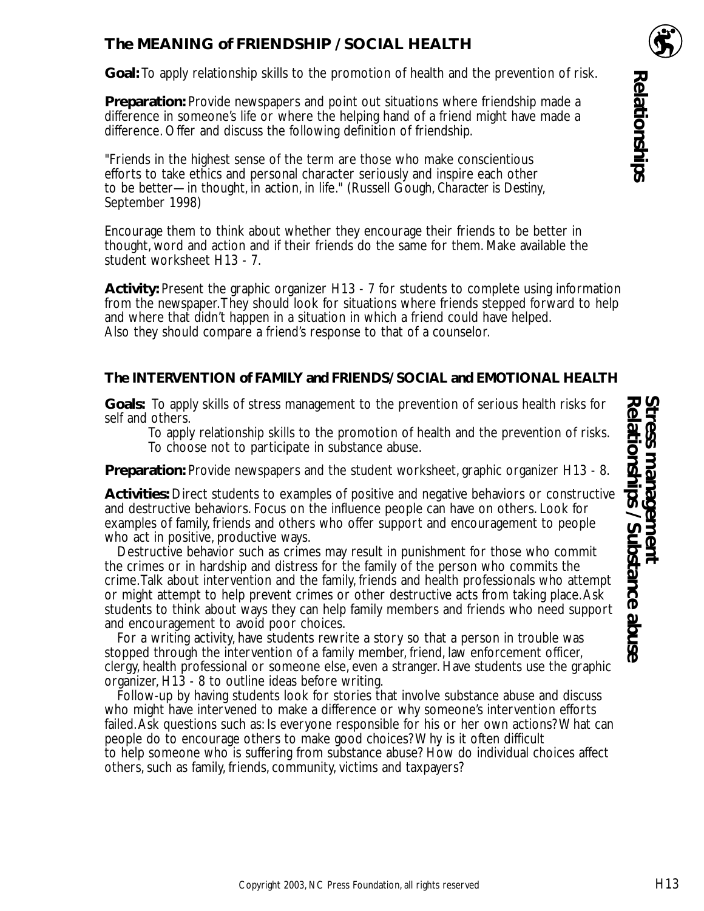## The MEANING of FRIENDSHIP / SOCIAL HEALTH

**Goal:** To apply relationship skills to the promotion of health and the prevention of risk.

**Preparation:** Provide newspapers and point out situations where friendship made a difference in someone's life or where the helping hand of a friend might have made a difference. Offer and discuss the following definition of friendship.

"Friends in the highest sense of the term are those who make conscientious efforts to take ethics and personal character seriously and inspire each other to be better—in thought, in action, in life." (Russell Gough, *Character is Destiny*, September 1998)

Encourage them to think about whether they encourage their friends to be better in thought, word and action and if their friends do the same for them. Make available the student worksheet H13 - 7.

**Activity:** Present the graphic organizer H13 - 7 for students to complete using information from the newspaper. They should look for situations where friends stepped forward to help and where that didn't happen in a situation in which a friend could have helped. Also they should compare a friend's response to that of a counselor.

*Relationships*

## The INTERVENTION of FAMILY and FRIENDS/ SOCIAL and EMOTIONAL HEALTH

**Goals:** To apply skills of stress management to the prevention of serious health risks for self and others.

To apply relationship skills to the promotion of health and the prevention of risks.

To choose not to participate in substance abuse.

**Preparation:** Provide newspapers and the student worksheet, graphic organizer H13 - 8.

**Activities:** Direct students to examples of positive and negative behaviors or constructive and destructive behaviors. Focus on the influence people can have on others. Look for examples of family, friends and others who offer support and encouragement to people who act in positive, productive ways.

Destructive behavior such as crimes may result in punishment for those who commit the crimes or in hardship and distress for the family of the person who commits the crime. Talk about intervention and the family, friends and health professionals who attempt or might attempt to help prevent crimes or other destructive acts from taking place. Ask students to think about ways they can help family members and friends who need support and encouragement to avoid poor choices.

For a writing activity, have students rewrite a story so that a person in trouble was stopped through the intervention of a family member, friend, law enforcement officer, clergy, health professional or someone else, even a stranger. Have students use the graphic organizer, H13 - 8 to outline ideas before writing.

Follow-up by having students look for stories that involve substance abuse and discuss who might have intervened to make a difference or why someone's intervention efforts failed. Ask questions such as: Is everyone responsible for his or her own actions? What can people do to encourage others to make good choices? Why is it often difficult to help someone who is suffering from substance abuse? How do individual choices affect others, such as family, friends, community, victims and taxpayers?

*Stress management*
*Relationships / Substance abuse*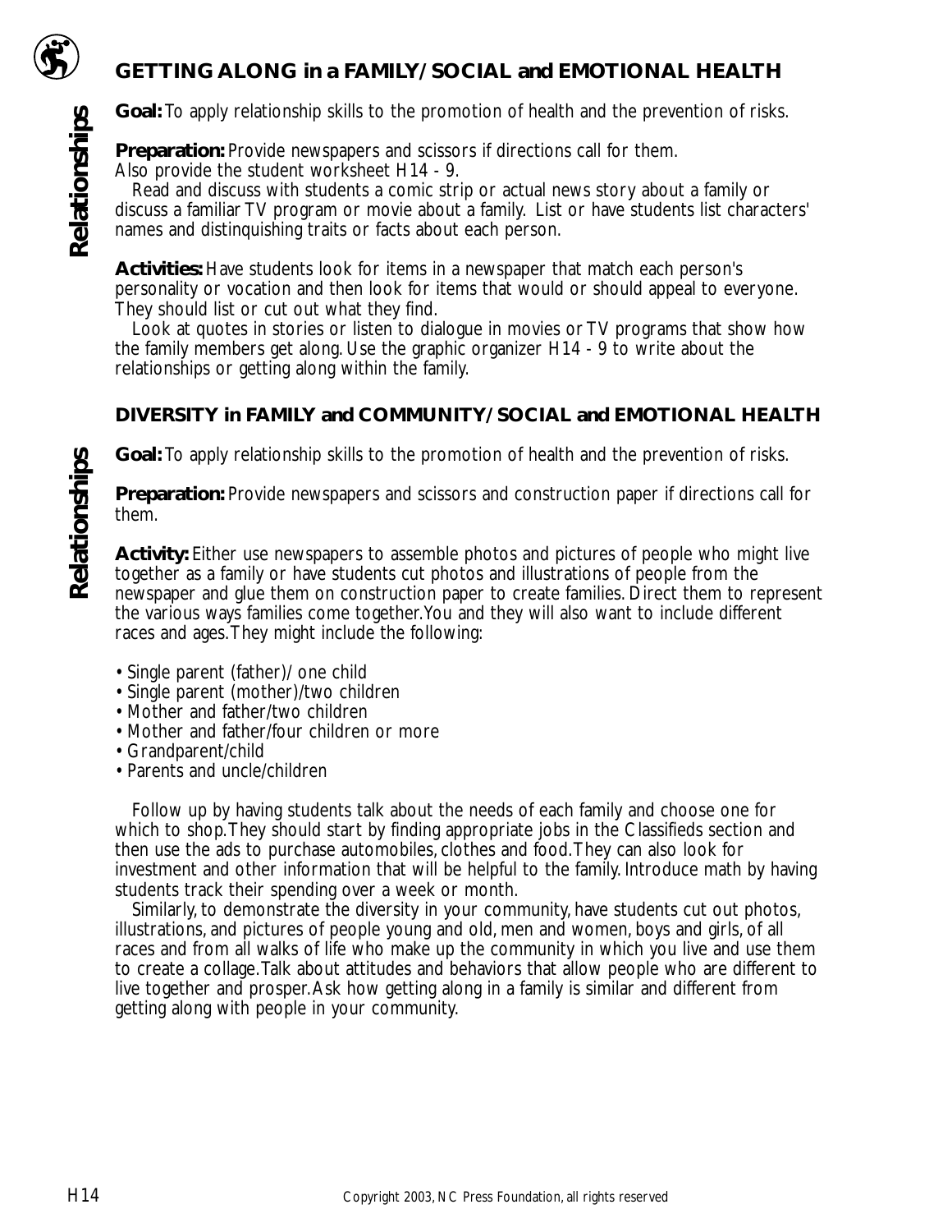## GETTING ALONG in a FAMILY/SOCIAL and EMOTIONAL HEALTH

**Relationships**

**Goal:** To apply relationship skills to the promotion of health and the prevention of risks.

**Preparation:** Provide newspapers and scissors if directions call for them. Also provide the student worksheet H14 - 9.

Read and discuss with students a comic strip or actual news story about a family or discuss a familiar TV program or movie about a family. List or have students list characters' names and distinguishing traits or facts about each person.

**Activities:** Have students look for items in a newspaper that match each person's personality or vocation and then look for items that would or should appeal to everyone. They should list or cut out what they find.

Look at quotes in stories or listen to dialogue in movies or TV programs that show how the family members get along. Use the graphic organizer H14 - 9 to write about the relationships or getting along within the family.

## DIVERSITY in FAMILY and COMMUNITY/SOCIAL and EMOTIONAL HEALTH

**Relationships**

**Goal:** To apply relationship skills to the promotion of health and the prevention of risks.

**Preparation:** Provide newspapers and scissors and construction paper if directions call for them.

**Activity:** Either use newspapers to assemble photos and pictures of people who might live together as a family or have students cut photos and illustrations of people from the newspaper and glue them on construction paper to create families. Direct them to represent the various ways families come together. You and they will also want to include different races and ages. They might include the following:

- Single parent (father)/ one child
- Single parent (mother)/two children
- Mother and father/two children
- Mother and father/four children or more
- Grandparent/child
- Parents and uncle/children

Follow up by having students talk about the needs of each family and choose one for which to shop. They should start by finding appropriate jobs in the Classifieds section and then use the ads to purchase automobiles, clothes and food. They can also look for investment and other information that will be helpful to the family. Introduce math by having students track their spending over a week or month.

Similarly, to demonstrate the diversity in your community, have students cut out photos, illustrations, and pictures of people young and old, men and women, boys and girls, of all races and from all walks of life who make up the community in which you live and use them to create a collage. Talk about attitudes and behaviors that allow people who are different to live together and prosper. Ask how getting along in a family is similar and different from getting along with people in your community.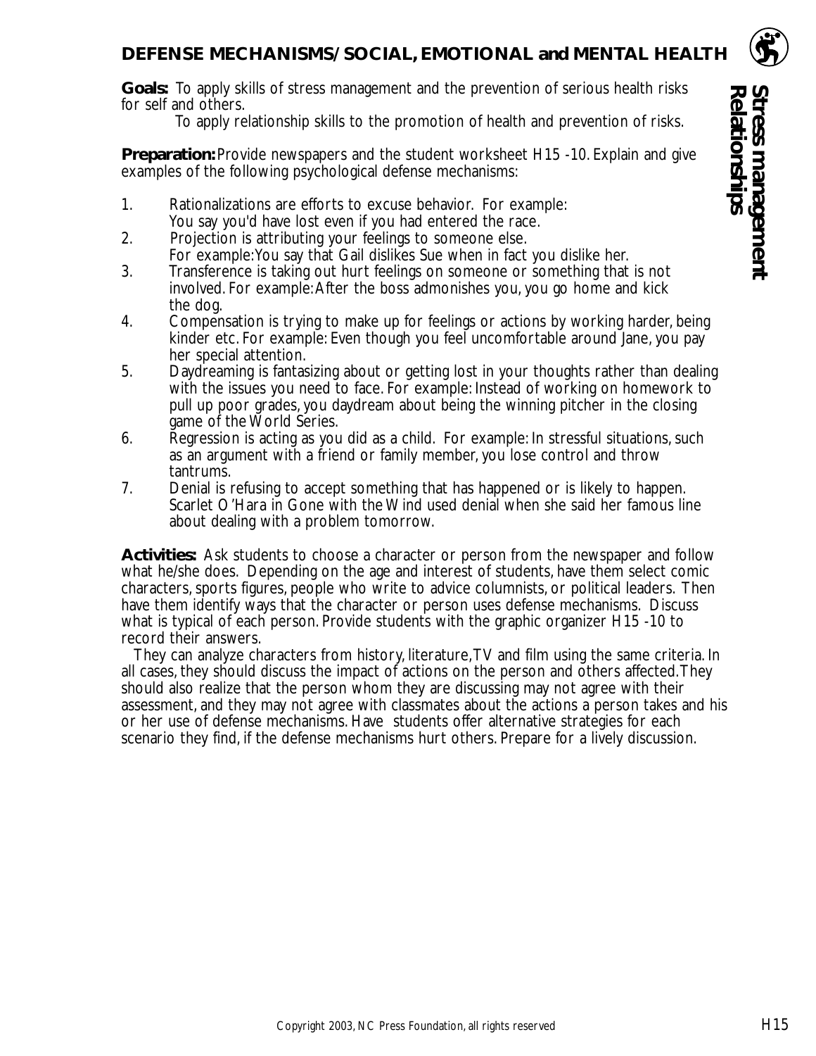## DEFENSE MECHANISMS/SOCIAL, EMOTIONAL and MENTAL HEALTH

**Stress management**
**Relationships**

**Goals:** To apply skills of stress management and the prevention of serious health risks for self and others.

To apply relationship skills to the promotion of health and prevention of risks.

**Preparation:** Provide newspapers and the student worksheet H15 -10. Explain and give examples of the following psychological defense mechanisms:

1. Rationalizations are efforts to excuse behavior. For example: You say you'd have lost even if you had entered the race.
2. Projection is attributing your feelings to someone else. For example: You say that Gail dislikes Sue when in fact you dislike her.
3. Transference is taking out hurt feelings on someone or something that is not involved. For example: After the boss admonishes you, you go home and kick the dog.
4. Compensation is trying to make up for feelings or actions by working harder, being kinder etc. For example: Even though you feel uncomfortable around Jane, you pay her special attention.
5. Daydreaming is fantasizing about or getting lost in your thoughts rather than dealing with the issues you need to face. For example: Instead of working on homework to pull up poor grades, you daydream about being the winning pitcher in the closing game of the World Series.
6. Regression is acting as you did as a child. For example: In stressful situations, such as an argument with a friend or family member, you lose control and throw tantrums.
7. Denial is refusing to accept something that has happened or is likely to happen. Scarlet O'Hara in Gone with the Wind used denial when she said her famous line about dealing with a problem tomorrow.

**Activities:** Ask students to choose a character or person from the newspaper and follow what he/she does. Depending on the age and interest of students, have them select comic characters, sports figures, people who write to advice columnists, or political leaders. Then have them identify ways that the character or person uses defense mechanisms. Discuss what is typical of each person. Provide students with the graphic organizer H15 -10 to record their answers.

They can analyze characters from history, literature, TV and film using the same criteria. In all cases, they should discuss the impact of actions on the person and others affected. They should also realize that the person whom they are discussing may not agree with their assessment, and they may not agree with classmates about the actions a person takes and his or her use of defense mechanisms. Have students offer alternative strategies for each scenario they find, if the defense mechanisms hurt others. Prepare for a lively discussion.

Copyright 2003, NC Press Foundation, all rights reserved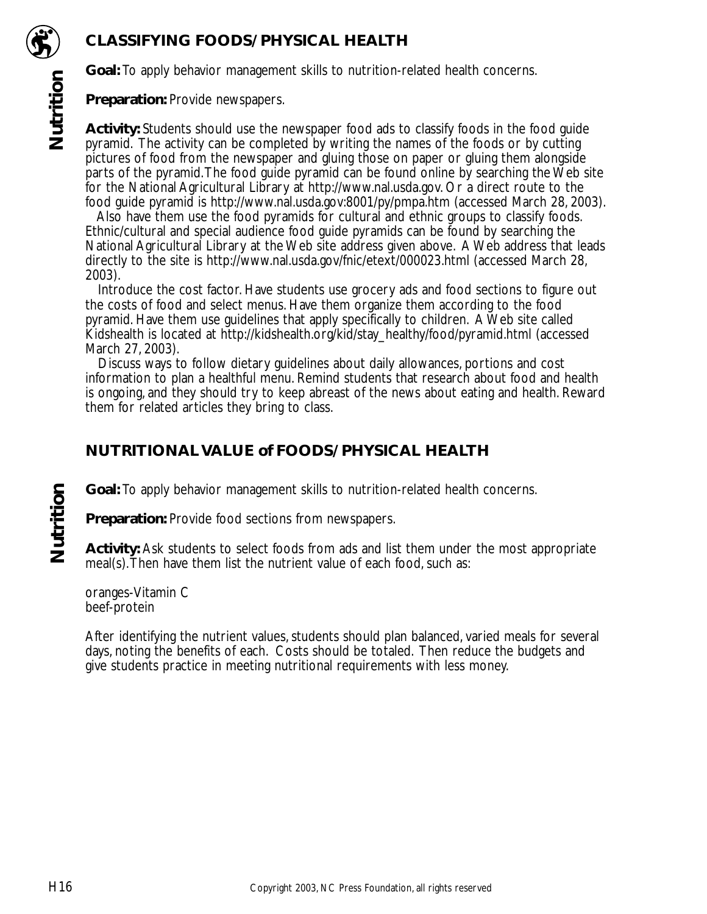## CLASSIFYING FOODS/PHYSICAL HEALTH

**Goal:** To apply behavior management skills to nutrition-related health concerns.

**Preparation:** Provide newspapers.

**Activity:** Students should use the newspaper food ads to classify foods in the food guide pyramid. The activity can be completed by writing the names of the foods or by cutting pictures of food from the newspaper and gluing those on paper or gluing them alongside parts of the pyramid. The food guide pyramid can be found online by searching the Web site for the National Agricultural Library at http://www.nal.usda.gov. Or a direct route to the food guide pyramid is http://www.nal.usda.gov:8001/py/pmpa.htm (accessed March 28, 2003).

Also have them use the food pyramids for cultural and ethnic groups to classify foods. Ethnic/cultural and special audience food guide pyramids can be found by searching the National Agricultural Library at the Web site address given above. A Web address that leads directly to the site is http://www.nal.usda.gov/fnic/etext/000023.html (accessed March 28, 2003).

Introduce the cost factor. Have students use grocery ads and food sections to figure out the costs of food and select menus. Have them organize them according to the food pyramid. Have them use guidelines that apply specifically to children. A Web site called Kidshealth is located at http://kidshealth.org/kid/stay_healthy/food/pyramid.html (accessed March 27, 2003).

Discuss ways to follow dietary guidelines about daily allowances, portions and cost information to plan a healthful menu. Remind students that research about food and health is ongoing, and they should try to keep abreast of the news about eating and health. Reward them for related articles they bring to class.

## NUTRITIONAL VALUE of FOODS/PHYSICAL HEALTH

**Goal:** To apply behavior management skills to nutrition-related health concerns.

**Preparation:** Provide food sections from newspapers.

**Activity:** Ask students to select foods from ads and list them under the most appropriate meal(s). Then have them list the nutrient value of each food, such as:

oranges-Vitamin C
beef-protein

After identifying the nutrient values, students should plan balanced, varied meals for several days, noting the benefits of each. Costs should be totaled. Then reduce the budgets and give students practice in meeting nutritional requirements with less money.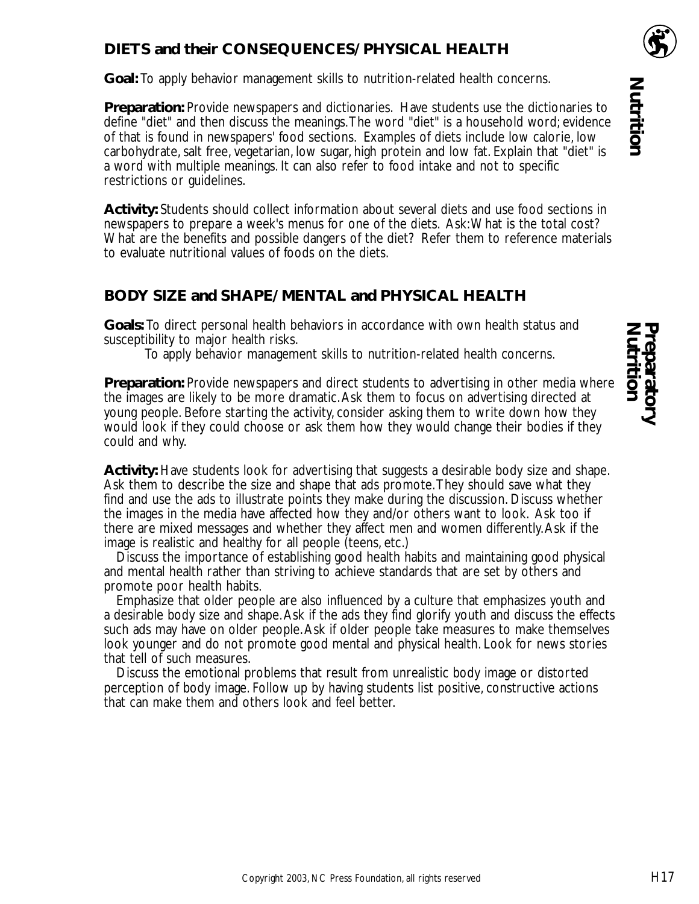## DIETS and their CONSEQUENCES/PHYSICAL HEALTH

**Goal:** To apply behavior management skills to nutrition-related health concerns.

**Preparation:** Provide newspapers and dictionaries. Have students use the dictionaries to define "diet" and then discuss the meanings. The word "diet" is a household word; evidence of that is found in newspapers' food sections. Examples of diets include low calorie, low carbohydrate, salt free, vegetarian, low sugar, high protein and low fat. Explain that "diet" is a word with multiple meanings. It can also refer to food intake and not to specific restrictions or guidelines.

**Activity:** Students should collect information about several diets and use food sections in newspapers to prepare a week's menus for one of the diets. Ask: What is the total cost? What are the benefits and possible dangers of the diet? Refer them to reference materials to evaluate nutritional values of foods on the diets.

## BODY SIZE and SHAPE/MENTAL and PHYSICAL HEALTH

**Goals:** To direct personal health behaviors in accordance with own health status and susceptibility to major health risks.

To apply behavior management skills to nutrition-related health concerns.

**Preparation:** Provide newspapers and direct students to advertising in other media where the images are likely to be more dramatic. Ask them to focus on advertising directed at young people. Before starting the activity, consider asking them to write down how they would look if they could choose or ask them how they would change their bodies if they could and why.

**Activity:** Have students look for advertising that suggests a desirable body size and shape. Ask them to describe the size and shape that ads promote. They should save what they find and use the ads to illustrate points they make during the discussion. Discuss whether the images in the media have affected how they and/or others want to look. Ask too if there are mixed messages and whether they affect men and women differently. Ask if the image is realistic and healthy for all people (teens, etc.)

Discuss the importance of establishing good health habits and maintaining good physical and mental health rather than striving to achieve standards that are set by others and promote poor health habits.

Emphasize that older people are also influenced by a culture that emphasizes youth and a desirable body size and shape. Ask if the ads they find glorify youth and discuss the effects such ads may have on older people. Ask if older people take measures to make themselves look younger and do not promote good mental and physical health. Look for news stories that tell of such measures.

Discuss the emotional problems that result from unrealistic body image or distorted perception of body image. Follow up by having students list positive, constructive actions that can make them and others look and feel better.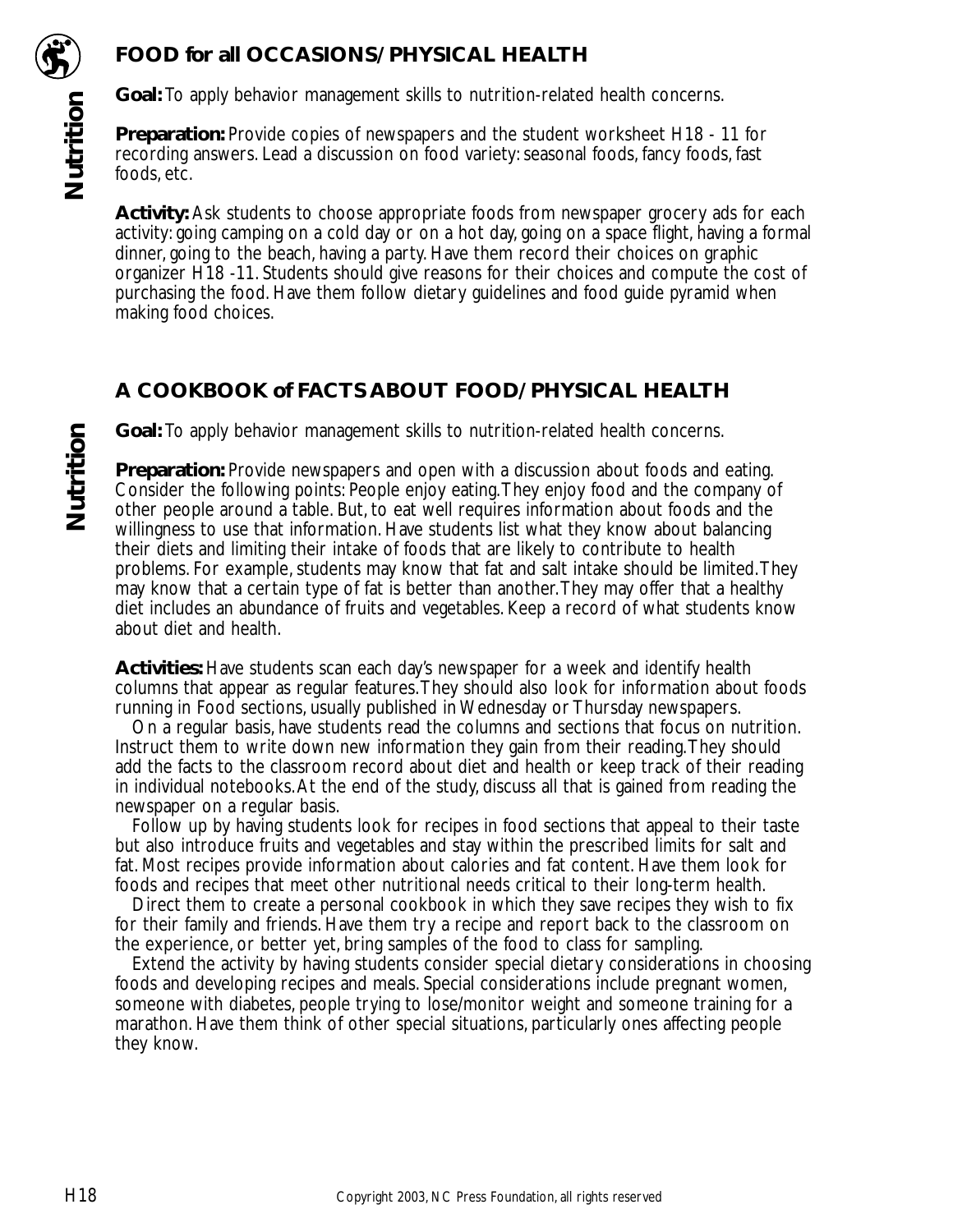## FOOD for all OCCASIONS/PHYSICAL HEALTH

**Goal:** To apply behavior management skills to nutrition-related health concerns.

**Preparation:** Provide copies of newspapers and the student worksheet H18 - 11 for recording answers. Lead a discussion on food variety: seasonal foods, fancy foods, fast foods, etc.

**Activity:** Ask students to choose appropriate foods from newspaper grocery ads for each activity: going camping on a cold day or on a hot day, going on a space flight, having a formal dinner, going to the beach, having a party. Have them record their choices on graphic organizer H18 -11. Students should give reasons for their choices and compute the cost of purchasing the food. Have them follow dietary guidelines and food guide pyramid when making food choices.

## A COOKBOOK of FACTS ABOUT FOOD/PHYSICAL HEALTH

**Goal:** To apply behavior management skills to nutrition-related health concerns.

**Preparation:** Provide newspapers and open with a discussion about foods and eating. Consider the following points: People enjoy eating. They enjoy food and the company of other people around a table. But, to eat well requires information about foods and the willingness to use that information. Have students list what they know about balancing their diets and limiting their intake of foods that are likely to contribute to health problems. For example, students may know that fat and salt intake should be limited. They may know that a certain type of fat is better than another. They may offer that a healthy diet includes an abundance of fruits and vegetables. Keep a record of what students know about diet and health.

**Activities:** Have students scan each day's newspaper for a week and identify health columns that appear as regular features. They should also look for information about foods running in Food sections, usually published in Wednesday or Thursday newspapers.

On a regular basis, have students read the columns and sections that focus on nutrition. Instruct them to write down new information they gain from their reading. They should add the facts to the classroom record about diet and health or keep track of their reading in individual notebooks. At the end of the study, discuss all that is gained from reading the newspaper on a regular basis.

Follow up by having students look for recipes in food sections that appeal to their taste but also introduce fruits and vegetables and stay within the prescribed limits for salt and fat. Most recipes provide information about calories and fat content. Have them look for foods and recipes that meet other nutritional needs critical to their long-term health.

Direct them to create a personal cookbook in which they save recipes they wish to fix for their family and friends. Have them try a recipe and report back to the classroom on the experience, or better yet, bring samples of the food to class for sampling.

Extend the activity by having students consider special dietary considerations in choosing foods and developing recipes and meals. Special considerations include pregnant women, someone with diabetes, people trying to lose/monitor weight and someone training for a marathon. Have them think of other special situations, particularly ones affecting people they know.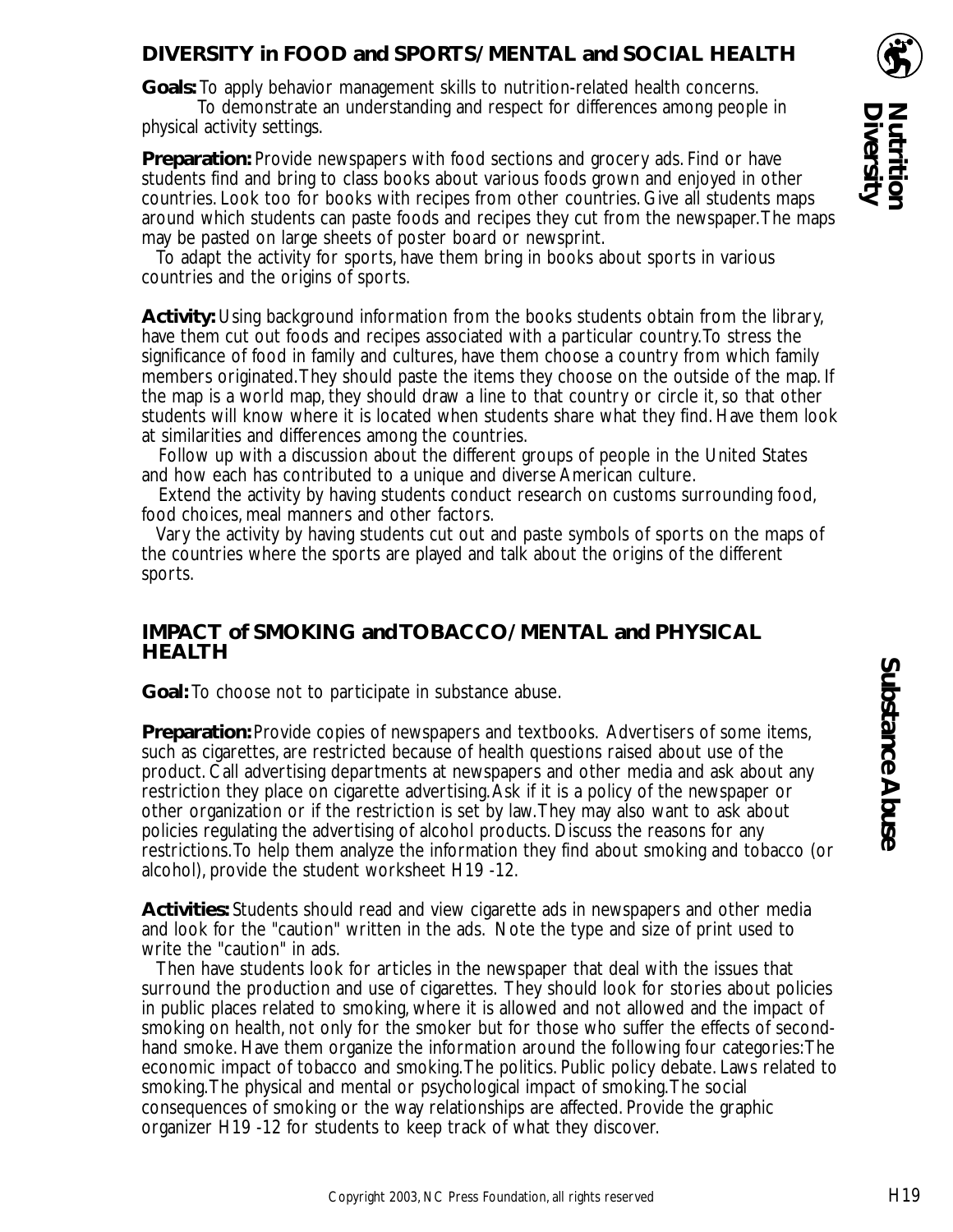## DIVERSITY in FOOD and SPORTS/MENTAL and SOCIAL HEALTH

**Goals:** To apply behavior management skills to nutrition-related health concerns.
To demonstrate an understanding and respect for differences among people in physical activity settings.

**Preparation:** Provide newspapers with food sections and grocery ads. Find or have students find and bring to class books about various foods grown and enjoyed in other countries. Look too for books with recipes from other countries. Give all students maps around which students can paste foods and recipes they cut from the newspaper.The maps may be pasted on large sheets of poster board or newsprint.

To adapt the activity for sports, have them bring in books about sports in various countries and the origins of sports.

**Activity:** Using background information from the books students obtain from the library, have them cut out foods and recipes associated with a particular country.To stress the significance of food in family and cultures, have them choose a country from which family members originated.They should paste the items they choose on the outside of the map. If the map is a world map, they should draw a line to that country or circle it, so that other students will know where it is located when students share what they find. Have them look at similarities and differences among the countries.

Follow up with a discussion about the different groups of people in the United States and how each has contributed to a unique and diverse American culture.

Extend the activity by having students conduct research on customs surrounding food, food choices, meal manners and other factors.

Vary the activity by having students cut out and paste symbols of sports on the maps of the countries where the sports are played and talk about the origins of the different sports.

**Nutrition Diversity**

## IMPACT of SMOKING and TOBACCO/MENTAL and PHYSICAL HEALTH

**Goal:** To choose not to participate in substance abuse.

**Preparation:** Provide copies of newspapers and textbooks. Advertisers of some items, such as cigarettes, are restricted because of health questions raised about use of the product. Call advertising departments at newspapers and other media and ask about any restriction they place on cigarette advertising.Ask if it is a policy of the newspaper or other organization or if the restriction is set by law.They may also want to ask about policies regulating the advertising of alcohol products. Discuss the reasons for any restrictions.To help them analyze the information they find about smoking and tobacco (or alcohol), provide the student worksheet H19 -12.

**Activities:** Students should read and view cigarette ads in newspapers and other media and look for the "caution" written in the ads. Note the type and size of print used to write the "caution" in ads.

Then have students look for articles in the newspaper that deal with the issues that surround the production and use of cigarettes. They should look for stories about policies in public places related to smoking, where it is allowed and not allowed and the impact of smoking on health, not only for the smoker but for those who suffer the effects of second-hand smoke. Have them organize the information around the following four categories:The economic impact of tobacco and smoking.The politics. Public policy debate. Laws related to smoking.The physical and mental or psychological impact of smoking.The social consequences of smoking or the way relationships are affected. Provide the graphic organizer H19 -12 for students to keep track of what they discover.

**Substance Abuse**

Copyright 2003, NC Press Foundation, all rights reserved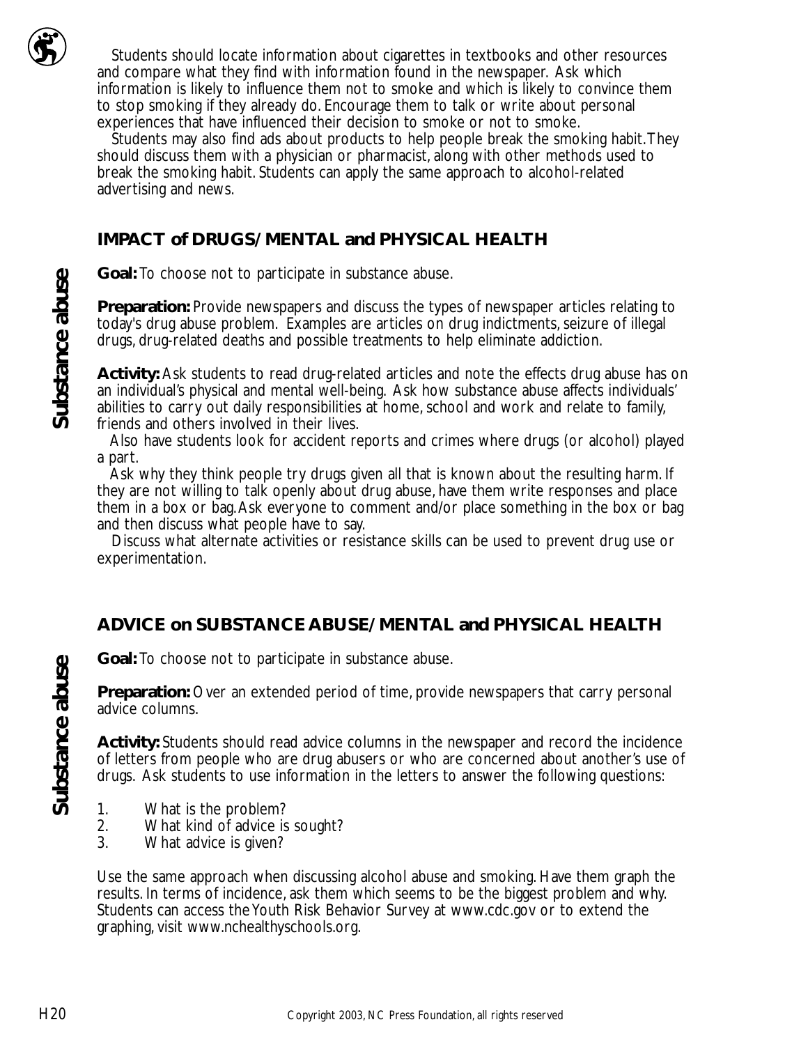Students should locate information about cigarettes in textbooks and other resources and compare what they find with information found in the newspaper. Ask which information is likely to influence them not to smoke and which is likely to convince them to stop smoking if they already do. Encourage them to talk or write about personal experiences that have influenced their decision to smoke or not to smoke.

Students may also find ads about products to help people break the smoking habit. They should discuss them with a physician or pharmacist, along with other methods used to break the smoking habit. Students can apply the same approach to alcohol-related advertising and news.

## IMPACT of DRUGS/MENTAL and PHYSICAL HEALTH

*Substance abuse*

**Goal:** To choose not to participate in substance abuse.

**Preparation:** Provide newspapers and discuss the types of newspaper articles relating to today's drug abuse problem. Examples are articles on drug indictments, seizure of illegal drugs, drug-related deaths and possible treatments to help eliminate addiction.

**Activity:** Ask students to read drug-related articles and note the effects drug abuse has on an individual's physical and mental well-being. Ask how substance abuse affects individuals' abilities to carry out daily responsibilities at home, school and work and relate to family, friends and others involved in their lives.

Also have students look for accident reports and crimes where drugs (or alcohol) played a part.

Ask why they think people try drugs given all that is known about the resulting harm. If they are not willing to talk openly about drug abuse, have them write responses and place them in a box or bag. Ask everyone to comment and/or place something in the box or bag and then discuss what people have to say.

Discuss what alternate activities or resistance skills can be used to prevent drug use or experimentation.

## ADVICE on SUBSTANCE ABUSE/MENTAL and PHYSICAL HEALTH

*Substance abuse*

**Goal:** To choose not to participate in substance abuse.

**Preparation:** Over an extended period of time, provide newspapers that carry personal advice columns.

**Activity:** Students should read advice columns in the newspaper and record the incidence of letters from people who are drug abusers or who are concerned about another's use of drugs. Ask students to use information in the letters to answer the following questions:

1. What is the problem?
2. What kind of advice is sought?
3. What advice is given?

Use the same approach when discussing alcohol abuse and smoking. Have them graph the results. In terms of incidence, ask them which seems to be the biggest problem and why. Students can access the Youth Risk Behavior Survey at www.cdc.gov or to extend the graphing, visit www.nchealthyschools.org.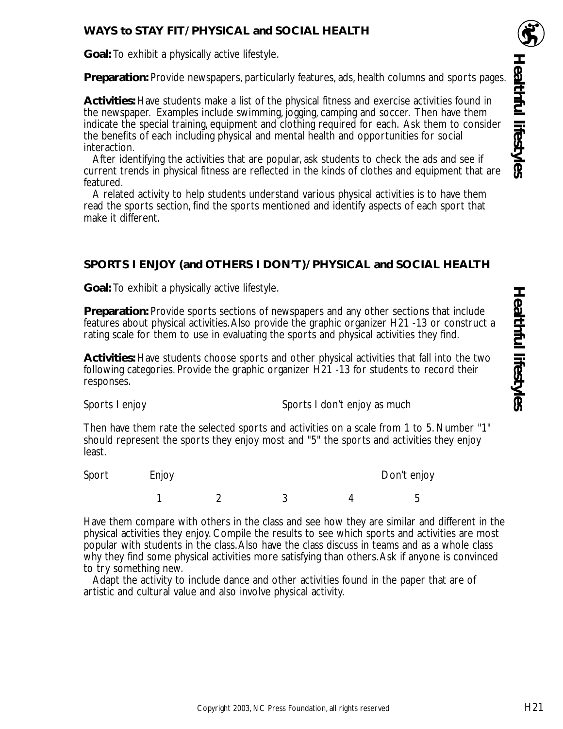## WAYS to STAY FIT/PHYSICAL and SOCIAL HEALTH

**Goal:** To exhibit a physically active lifestyle.

**Preparation:** Provide newspapers, particularly features, ads, health columns and sports pages.

**Activities:** Have students make a list of the physical fitness and exercise activities found in the newspaper. Examples include swimming, jogging, camping and soccer. Then have them indicate the special training, equipment and clothing required for each. Ask them to consider the benefits of each including physical and mental health and opportunities for social interaction.

After identifying the activities that are popular, ask students to check the ads and see if current trends in physical fitness are reflected in the kinds of clothes and equipment that are featured.

A related activity to help students understand various physical activities is to have them read the sports section, find the sports mentioned and identify aspects of each sport that make it different.

## SPORTS I ENJOY (and OTHERS I DON'T)/PHYSICAL and SOCIAL HEALTH

**Goal:** To exhibit a physically active lifestyle.

**Preparation:** Provide sports sections of newspapers and any other sections that include features about physical activities. Also provide the graphic organizer H21 -13 or construct a rating scale for them to use in evaluating the sports and physical activities they find.

**Activities:** Have students choose sports and other physical activities that fall into the two following categories. Provide the graphic organizer H21 -13 for students to record their responses.

| Sports I enjoy | Sports I don't enjoy as much |
|---|---|

Then have them rate the selected sports and activities on a scale from 1 to 5. Number "1" should represent the sports they enjoy most and "5" the sports and activities they enjoy least.

| Sport | Enjoy | | | | Don't enjoy |
|---|---|---|---|---|---|
| | 1 | 2 | 3 | 4 | 5 |

Have them compare with others in the class and see how they are similar and different in the physical activities they enjoy. Compile the results to see which sports and activities are most popular with students in the class. Also have the class discuss in teams and as a whole class why they find some physical activities more satisfying than others. Ask if anyone is convinced to try something new.

Adapt the activity to include dance and other activities found in the paper that are of artistic and cultural value and also involve physical activity.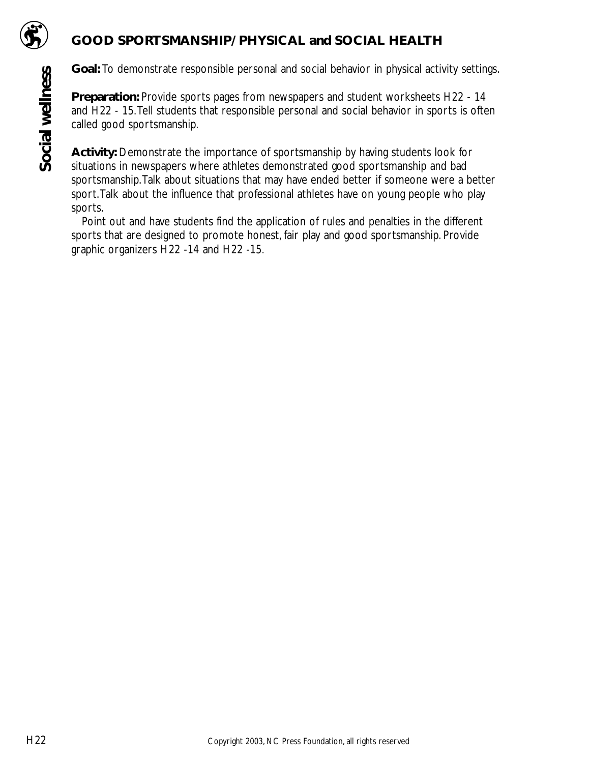## GOOD SPORTSMANSHIP/PHYSICAL and SOCIAL HEALTH

**Goal:** To demonstrate responsible personal and social behavior in physical activity settings.

**Preparation:** Provide sports pages from newspapers and student worksheets H22 - 14 and H22 - 15. Tell students that responsible personal and social behavior in sports is often called good sportsmanship.

**Activity:** Demonstrate the importance of sportsmanship by having students look for situations in newspapers where athletes demonstrated good sportsmanship and bad sportsmanship. Talk about situations that may have ended better if someone were a better sport. Talk about the influence that professional athletes have on young people who play sports.

Point out and have students find the application of rules and penalties in the different sports that are designed to promote honest, fair play and good sportsmanship. Provide graphic organizers H22 -14 and H22 -15.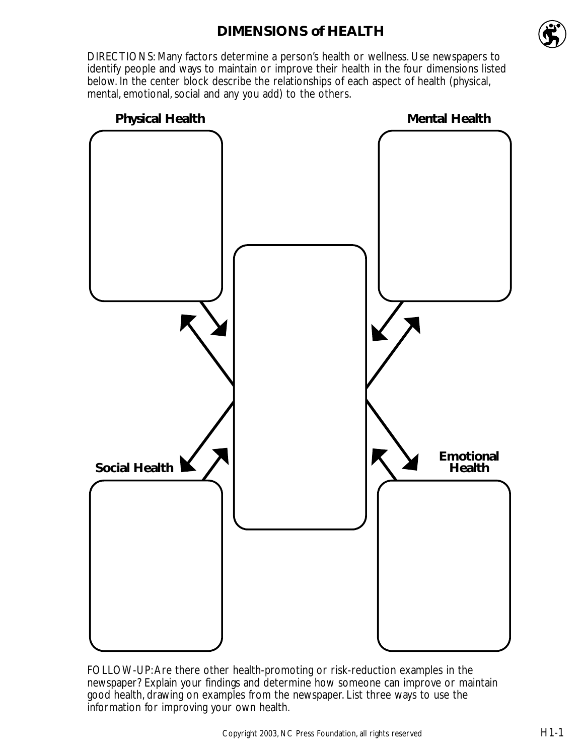# DIMENSIONS of HEALTH

DIRECTIONS: Many factors determine a person's health or wellness. Use newspapers to identify people and ways to maintain or improve their health in the four dimensions listed below. In the center block describe the relationships of each aspect of health (physical, mental, emotional, social and any you add) to the others.

**Physical Health**

**Mental Health**

**Social Health**

**Emotional Health**

FOLLOW-UP: Are there other health-promoting or risk-reduction examples in the newspaper? Explain your findings and determine how someone can improve or maintain good health, drawing on examples from the newspaper. List three ways to use the information for improving your own health.

Copyright 2003, NC Press Foundation, all rights reserved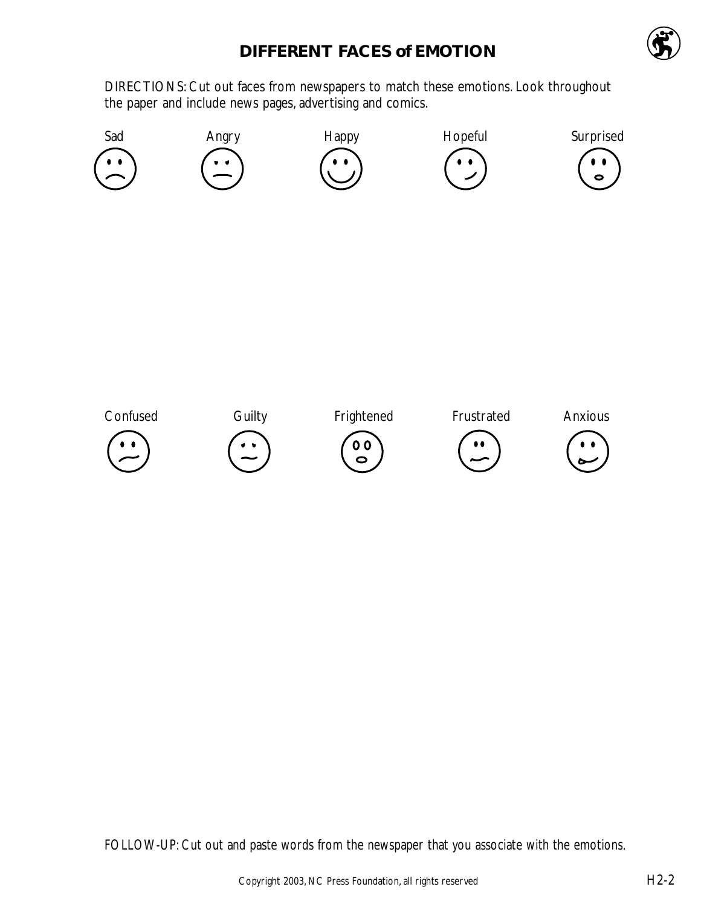# DIFFERENT FACES of EMOTION

DIRECTIONS: Cut out faces from newspapers to match these emotions. Look throughout the paper and include news pages, advertising and comics.

Sad Angry Happy Hopeful Surprised

Confused Guilty Frightened Frustrated Anxious

FOLLOW-UP: Cut out and paste words from the newspaper that you associate with the emotions.

Copyright 2003, NC Press Foundation, all rights reserved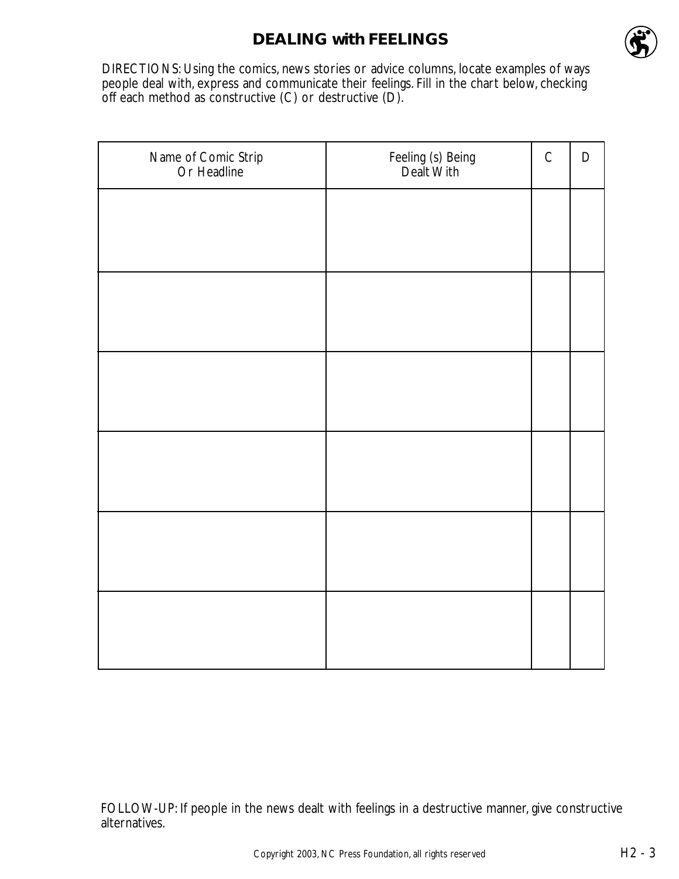# DEALING with FEELINGS

DIRECTIONS: Using the comics, news stories or advice columns, locate examples of ways people deal with, express and communicate their feelings. Fill in the chart below, checking off each method as constructive (C) or destructive (D).

| Name of Comic Strip Or Headline | Feeling (s) Being Dealt With | C | D |
|---|---|---|---|
| | | | |
| | | | |
| | | | |
| | | | |
| | | | |
| | | | |

FOLLOW-UP: If people in the news dealt with feelings in a destructive manner, give constructive alternatives.

Copyright 2003, NC Press Foundation, all rights reserved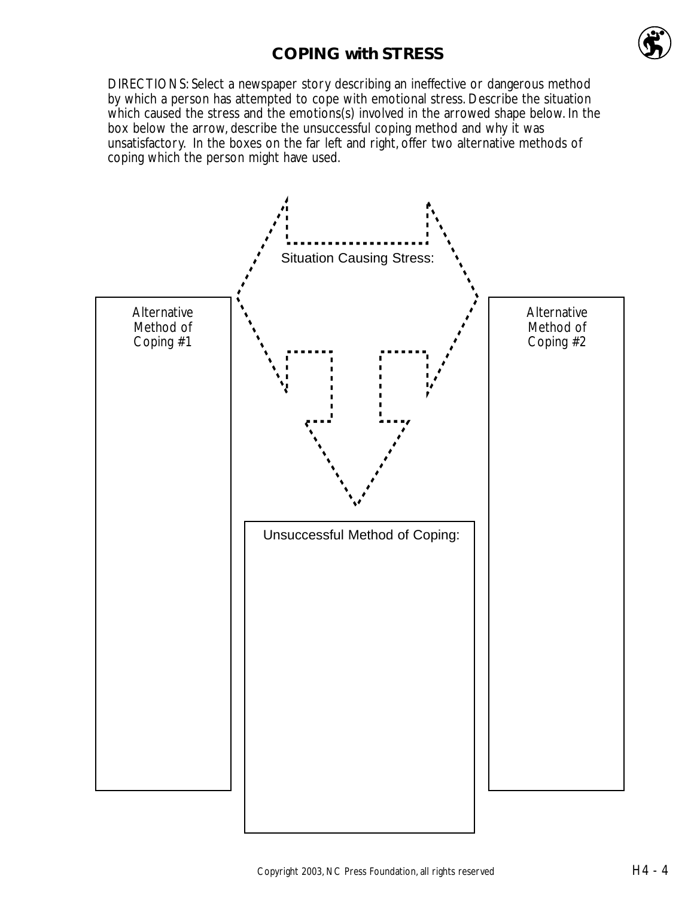## COPING with STRESS

DIRECTIONS: Select a newspaper story describing an ineffective or dangerous method by which a person has attempted to cope with emotional stress. Describe the situation which caused the stress and the emotions(s) involved in the arrowed shape below. In the box below the arrow, describe the unsuccessful coping method and why it was unsatisfactory. In the boxes on the far left and right, offer two alternative methods of coping which the person might have used.

Situation Causing Stress:

Alternative Method of Coping #1

Alternative Method of Coping #2

Unsuccessful Method of Coping:

Copyright 2003, NC Press Foundation, all rights reserved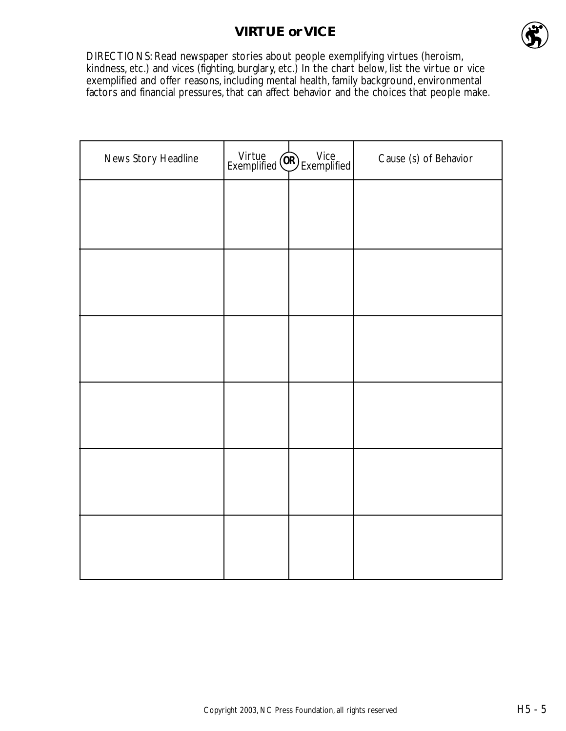# VIRTUE or VICE

DIRECTIONS: Read newspaper stories about people exemplifying virtues (heroism, kindness, etc.) and vices (fighting, burglary, etc.) In the chart below, list the virtue or vice exemplified and offer reasons, including mental health, family background, environmental factors and financial pressures, that can affect behavior and the choices that people make.

| News Story Headline | Virtue Exemplified | **OR** Vice Exemplified | Cause (s) of Behavior |
|---|---|---|---|
| | | | |
| | | | |
| | | | |
| | | | |
| | | | |
| | | | |

Copyright 2003, NC Press Foundation, all rights reserved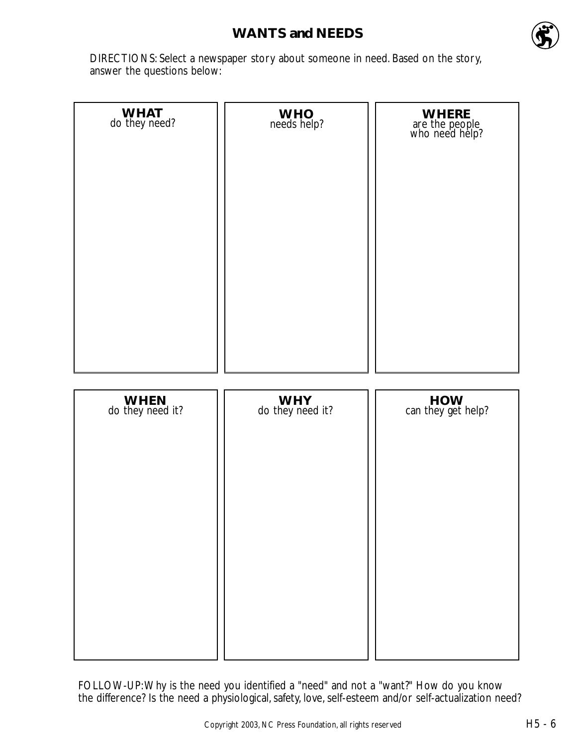# WANTS and NEEDS

*DIRECTIONS: Select a newspaper story about someone in need. Based on the story, answer the questions below:*

| **WHAT** do they need? | **WHO** needs help? | **WHERE** are the people who need help? |
| --- | --- | --- |
| | | |

| **WHEN** do they need it? | **WHY** do they need it? | **HOW** can they get help? |
| --- | --- | --- |
| | | |

*FOLLOW-UP: Why is the need you identified a "need" and not a "want?" How do you know the difference? Is the need a physiological, safety, love, self-esteem and/or self-actualization need?*

Copyright 2003, NC Press Foundation, all rights reserved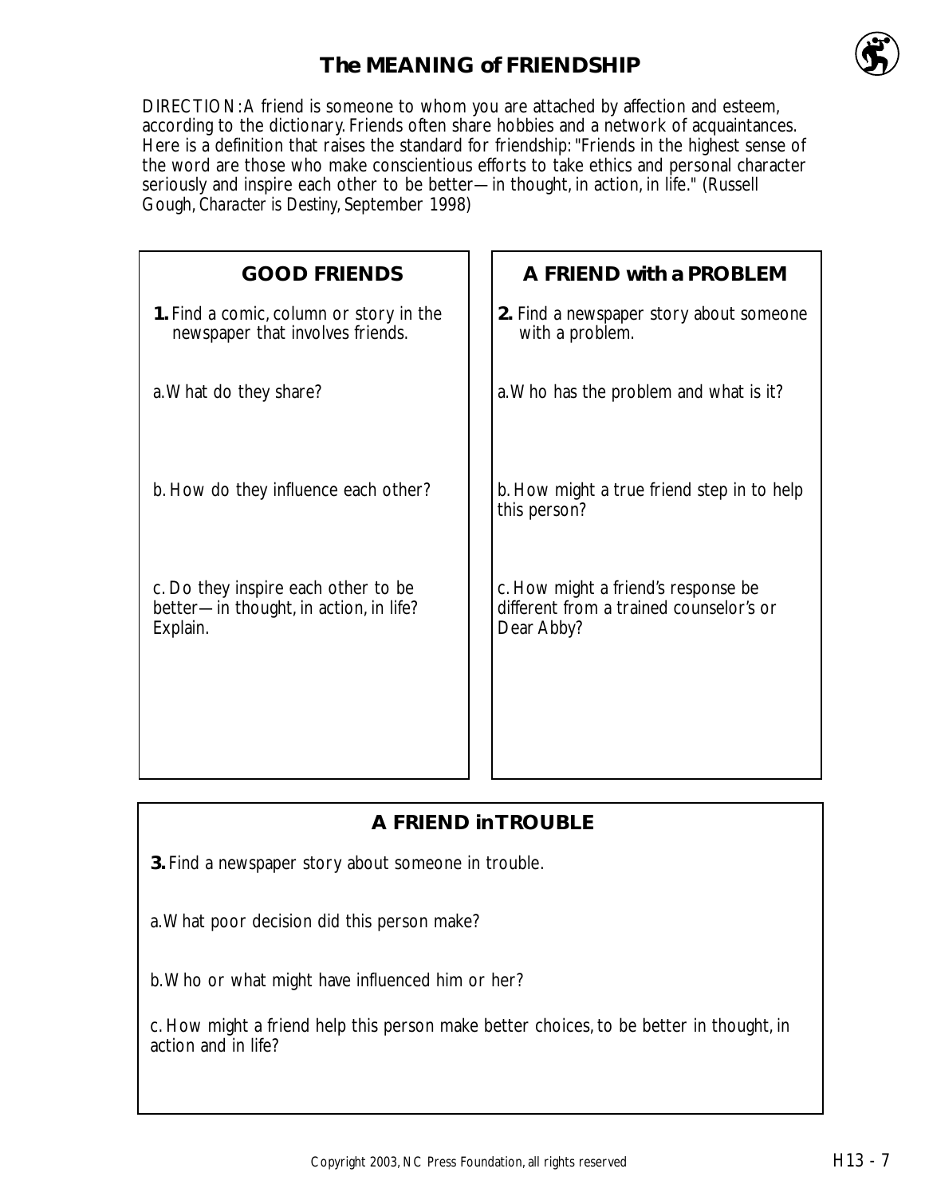# The MEANING of FRIENDSHIP

DIRECTION: A friend is someone to whom you are attached by affection and esteem, according to the dictionary. Friends often share hobbies and a network of acquaintances. Here is a definition that raises the standard for friendship: "Friends in the highest sense of the word are those who make conscientious efforts to take ethics and personal character seriously and inspire each other to be better—in thought, in action, in life." (Russell Gough, *Character is Destiny*, September 1998)

## GOOD FRIENDS

**1.** Find a comic, column or story in the newspaper that involves friends.

a. What do they share?

b. How do they influence each other?

c. Do they inspire each other to be better—in thought, in action, in life? Explain.

## A FRIEND with a PROBLEM

**2.** Find a newspaper story about someone with a problem.

a. Who has the problem and what is it?

b. How might a true friend step in to help this person?

c. How might a friend's response be different from a trained counselor's or Dear Abby?

## A FRIEND in TROUBLE

**3.** Find a newspaper story about someone in trouble.

a. What poor decision did this person make?

b. Who or what might have influenced him or her?

c. How might a friend help this person make better choices, to be better in thought, in action and in life?

Copyright 2003, NC Press Foundation, all rights reserved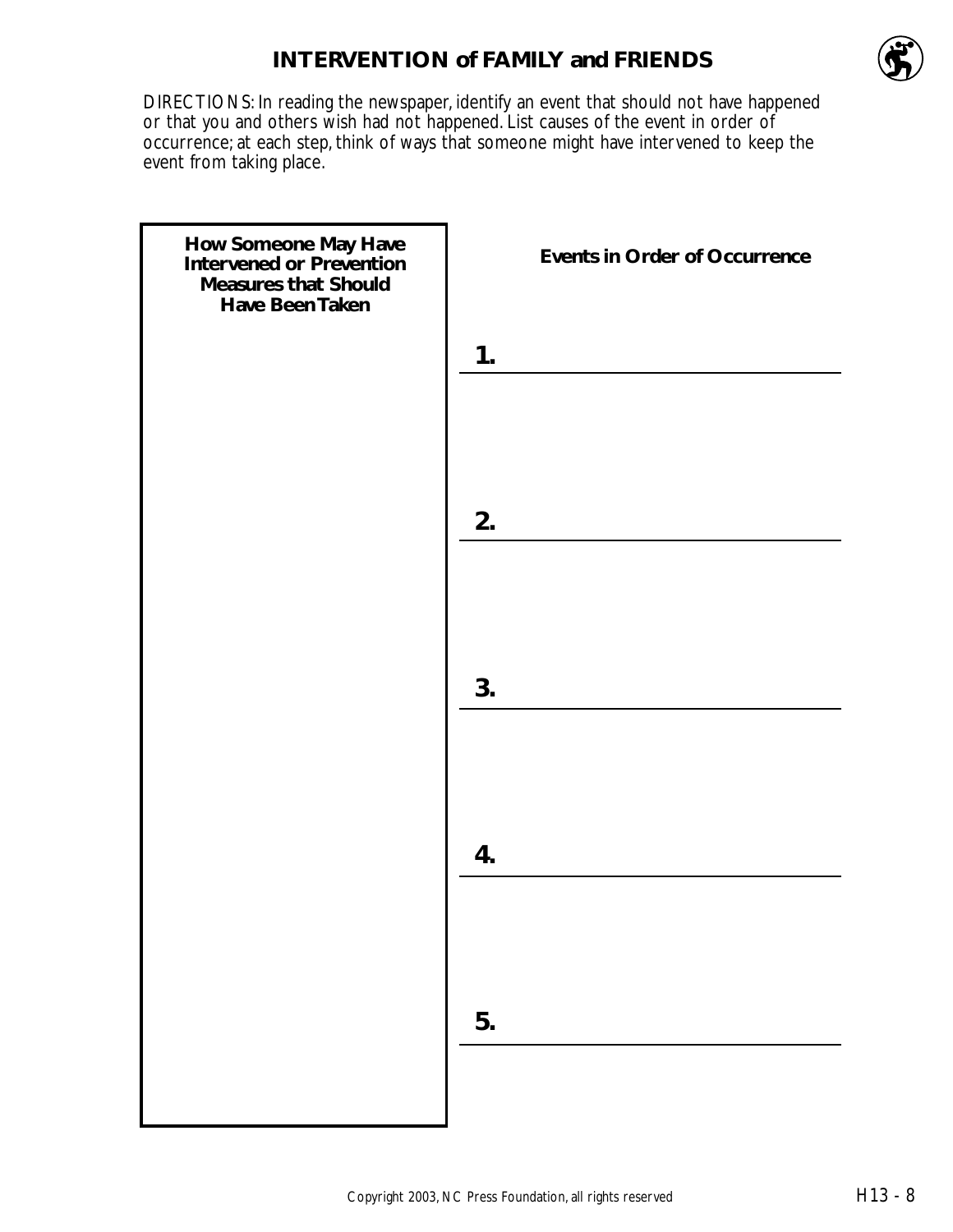## INTERVENTION of FAMILY and FRIENDS

*DIRECTIONS: In reading the newspaper, identify an event that should not have happened or that you and others wish had not happened. List causes of the event in order of occurrence; at each step, think of ways that someone might have intervened to keep the event from taking place.*

| How Someone May Have Intervened or Prevention Measures that Should Have Been Taken | Events in Order of Occurrence |
|---|---|
| | **1.** |
| | **2.** |
| | **3.** |
| | **4.** |
| | **5.** |

Copyright 2003, NC Press Foundation, all rights reserved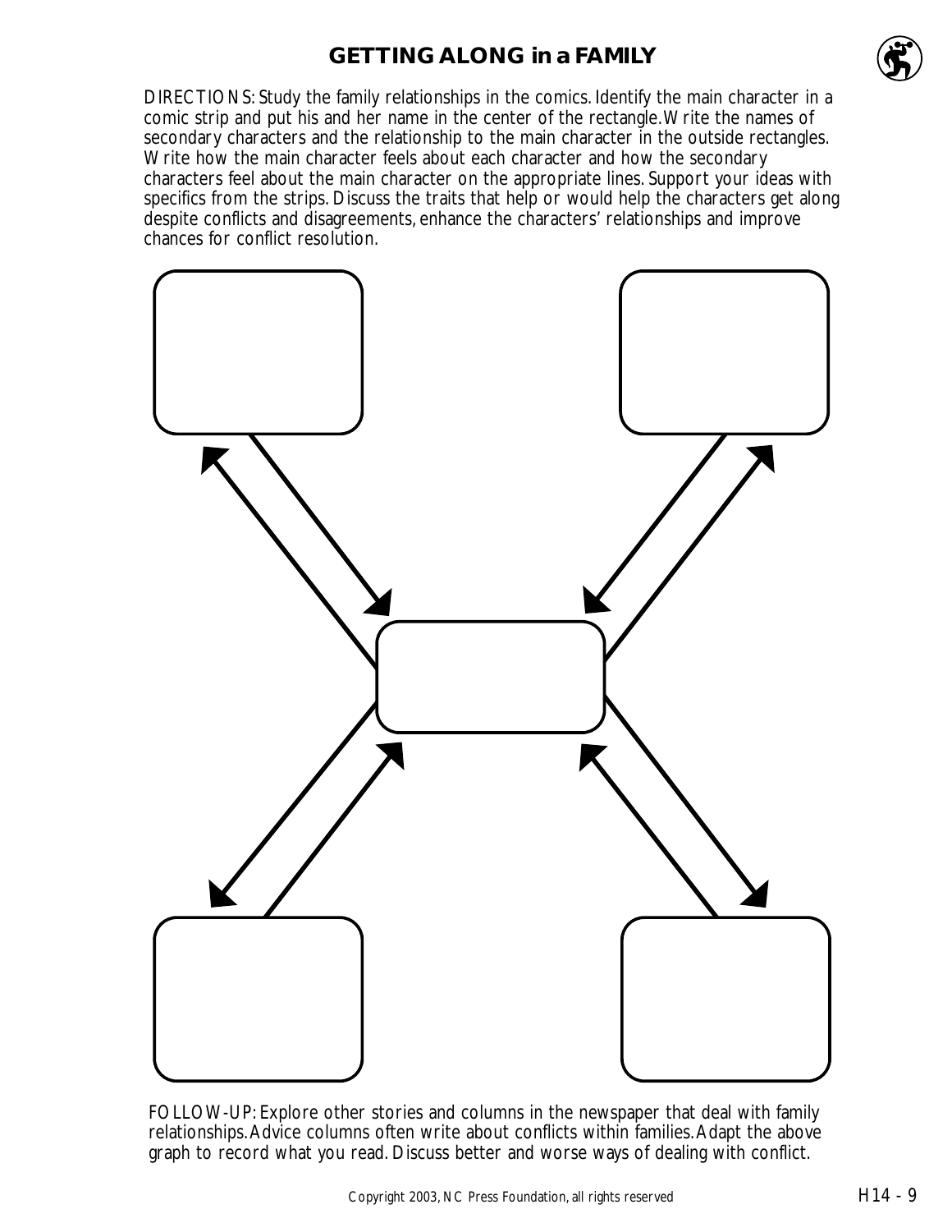## GETTING ALONG in a FAMILY

DIRECTIONS: Study the family relationships in the comics. Identify the main character in a comic strip and put his and her name in the center of the rectangle. Write the names of secondary characters and the relationship to the main character in the outside rectangles. Write how the main character feels about each character and how the secondary characters feel about the main character on the appropriate lines. Support your ideas with specifics from the strips. Discuss the traits that help or would help the characters get along despite conflicts and disagreements, enhance the characters' relationships and improve chances for conflict resolution.

FOLLOW-UP: Explore other stories and columns in the newspaper that deal with family relationships. Advice columns often write about conflicts within families. Adapt the above graph to record what you read. Discuss better and worse ways of dealing with conflict.

Copyright 2003, NC Press Foundation, all rights reserved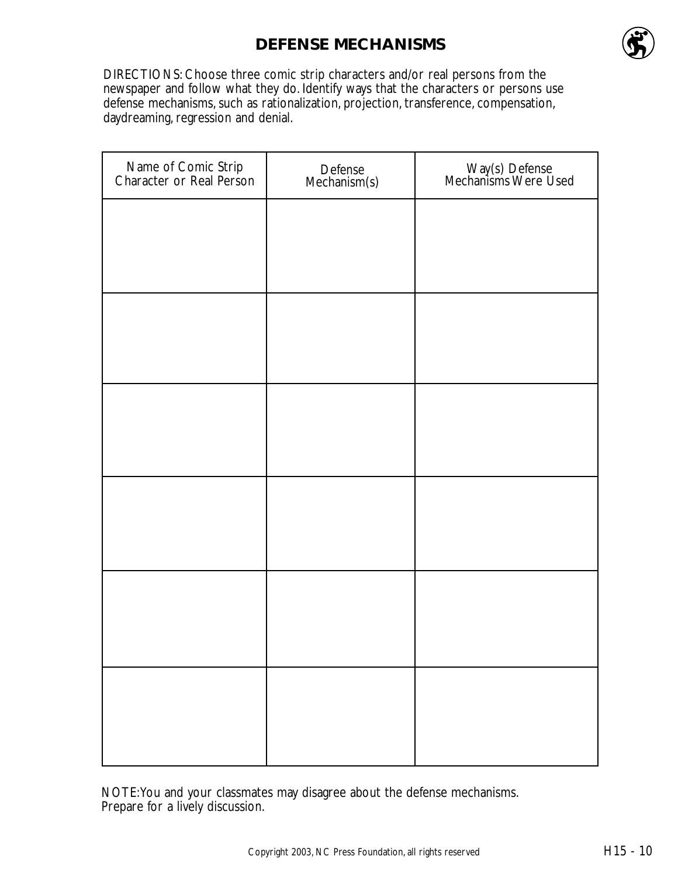# DEFENSE MECHANISMS

DIRECTIONS: Choose three comic strip characters and/or real persons from the newspaper and follow what they do. Identify ways that the characters or persons use defense mechanisms, such as rationalization, projection, transference, compensation, daydreaming, regression and denial.

| Name of Comic Strip Character or Real Person | Defense Mechanism(s) | Way(s) Defense Mechanisms Were Used |
|---|---|---|
| | | |
| | | |
| | | |
| | | |
| | | |
| | | |

NOTE: You and your classmates may disagree about the defense mechanisms. Prepare for a lively discussion.

Copyright 2003, NC Press Foundation, all rights reserved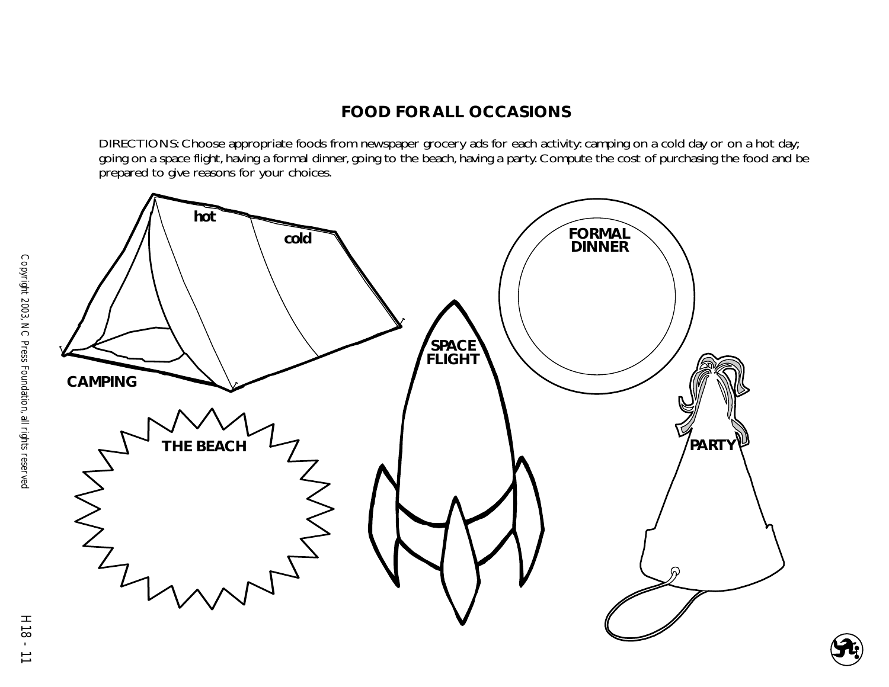## FOOD FOR ALL OCCASIONS

DIRECTIONS: Choose appropriate foods from newspaper grocery ads for each activity: camping on a cold day or on a hot day; going on a space flight, having a formal dinner, going to the beach, having a party. Compute the cost of purchasing the food and be prepared to give reasons for your choices.

hot

cold

CAMPING

FORMAL DINNER

SPACE FLIGHT

THE BEACH

PARTY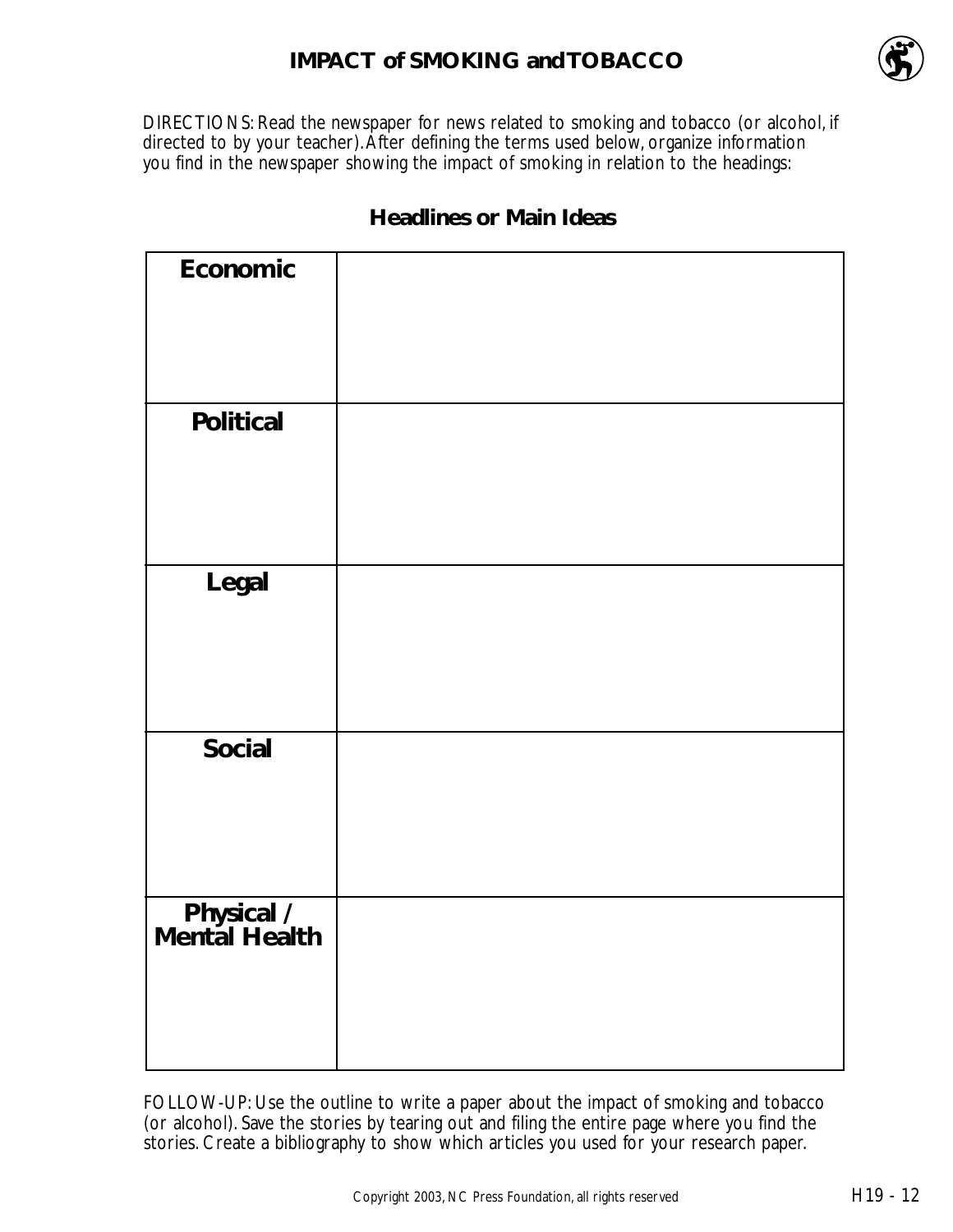# IMPACT of SMOKING and TOBACCO

*DIRECTIONS: Read the newspaper for news related to smoking and tobacco (or alcohol, if directed to by your teacher). After defining the terms used below, organize information you find in the newspaper showing the impact of smoking in relation to the headings:*

## Headlines or Main Ideas

| | |
|---|---|
| **Economic** | |
| **Political** | |
| **Legal** | |
| **Social** | |
| **Physical / Mental Health** | |

*FOLLOW-UP: Use the outline to write a paper about the impact of smoking and tobacco (or alcohol). Save the stories by tearing out and filing the entire page where you find the stories. Create a bibliography to show which articles you used for your research paper.*

Copyright 2003, NC Press Foundation, all rights reserved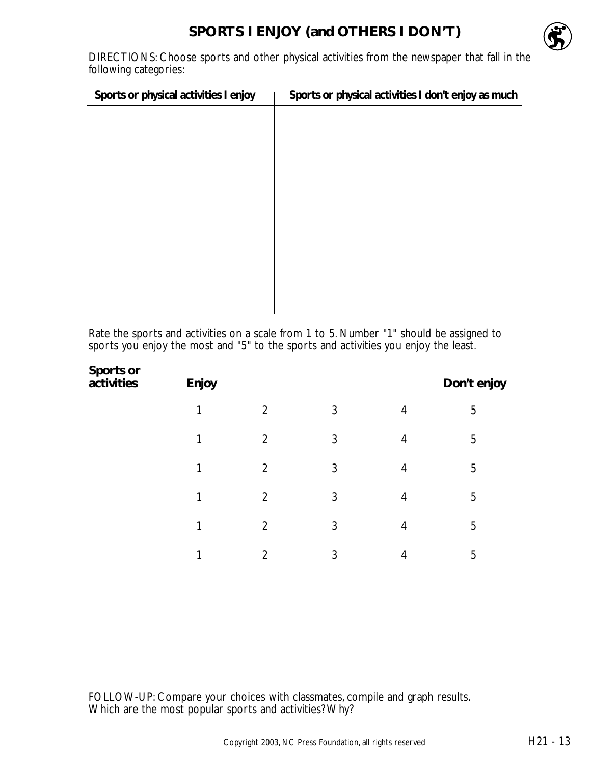# SPORTS I ENJOY (and OTHERS I DON'T)

DIRECTIONS: Choose sports and other physical activities from the newspaper that fall in the following categories:

| Sports or physical activities I enjoy | Sports or physical activities I don't enjoy as much |
| --- | --- |
| | |

Rate the sports and activities on a scale from 1 to 5. Number "1" should be assigned to sports you enjoy the most and "5" to the sports and activities you enjoy the least.

| Sports or activities | Enjoy | | | | Don't enjoy |
| --- | --- | --- | --- | --- | --- |
| | 1 | 2 | 3 | 4 | 5 |
| | 1 | 2 | 3 | 4 | 5 |
| | 1 | 2 | 3 | 4 | 5 |
| | 1 | 2 | 3 | 4 | 5 |
| | 1 | 2 | 3 | 4 | 5 |
| | 1 | 2 | 3 | 4 | 5 |

FOLLOW-UP: Compare your choices with classmates, compile and graph results. Which are the most popular sports and activities? Why?

Copyright 2003, NC Press Foundation, all rights reserved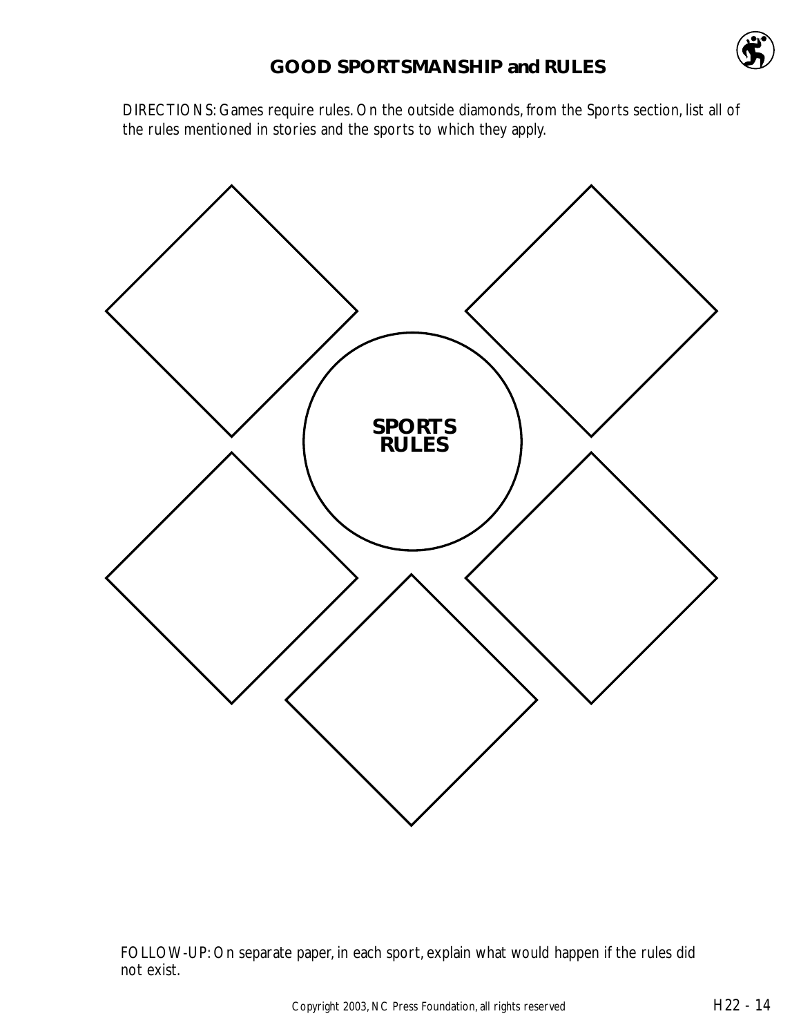# GOOD SPORTSMANSHIP and RULES

DIRECTIONS: Games require rules. On the outside diamonds, from the Sports section, list all of the rules mentioned in stories and the sports to which they apply.

**SPORTS RULES**

FOLLOW-UP: On separate paper, in each sport, explain what would happen if the rules did not exist.

Copyright 2003, NC Press Foundation, all rights reserved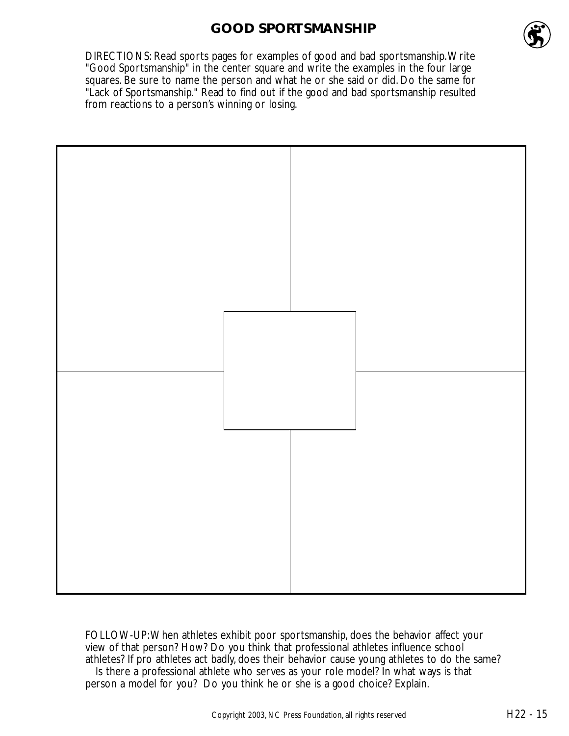# GOOD SPORTSMANSHIP

DIRECTIONS: Read sports pages for examples of good and bad sportsmanship. Write "Good Sportsmanship" in the center square and write the examples in the four large squares. Be sure to name the person and what he or she said or did. Do the same for "Lack of Sportsmanship." Read to find out if the good and bad sportsmanship resulted from reactions to a person's winning or losing.

FOLLOW-UP: When athletes exhibit poor sportsmanship, does the behavior affect your view of that person? How? Do you think that professional athletes influence school athletes? If pro athletes act badly, does their behavior cause young athletes to do the same?

Is there a professional athlete who serves as your role model? In what ways is that person a model for you? Do you think he or she is a good choice? Explain.

Copyright 2003, NC Press Foundation, all rights reserved